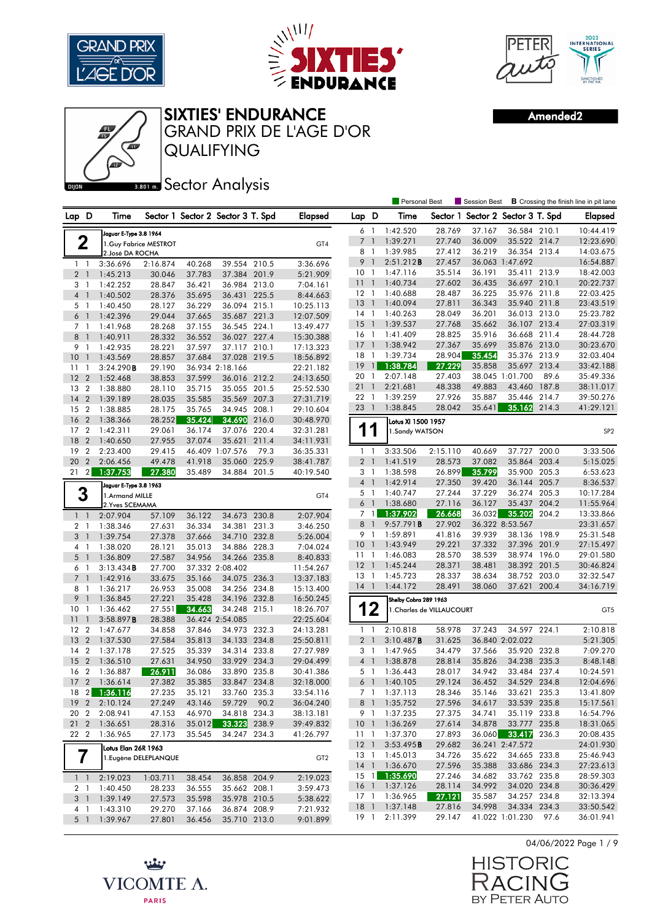# SIXTIES' ENDURANCE

## GRAND PRIX DE L'AGE D'OR

## QUALIFYING

## Sector Analysis

Amended2

DIJON 3.801 m.

Personal Best | Session Best | **B** Crossing the finish line in pit lane

### 2 — Jaguar E-Type 3.8 1964 — GT4
1.Guy Fabrice MESTROT
2.José DA ROCHA

| Lap | D | Time | Sector 1 | Sector 2 | Sector 3 | T. Spd | Elapsed |
|---|---|---|---|---|---|---|---|
| 1 | 1 | 3:36.696 | 2:16.874 | 40.268 | 39.554 | 210.5 | 3:36.696 |
| 2 | 1 | 1:45.213 | 30.046 | 37.783 | 37.384 | 201.9 | 5:21.909 |
| 3 | 1 | 1:42.252 | 28.847 | 36.421 | 36.984 | 213.0 | 7:04.161 |
| 4 | 1 | 1:40.502 | 28.376 | 35.695 | 36.431 | 225.5 | 8:44.663 |
| 5 | 1 | 1:40.450 | 28.127 | 36.229 | 36.094 | 215.1 | 10:25.113 |
| 6 | 1 | 1:42.396 | 29.044 | 37.665 | 35.687 | 221.3 | 12:07.509 |
| 7 | 1 | 1:41.968 | 28.268 | 37.155 | 36.545 | 224.1 | 13:49.477 |
| 8 | 1 | 1:40.911 | 28.332 | 36.552 | 36.027 | 227.4 | 15:30.388 |
| 9 | 1 | 1:42.935 | 28.221 | 37.597 | 37.117 | 210.1 | 17:13.323 |
| 10 | 1 | 1:43.569 | 28.857 | 37.684 | 37.028 | 219.5 | 18:56.892 |
| 11 | 1 | 3:24.290 **B** | 29.190 | 36.934 | 2:18.166 | | 22:21.182 |
| 12 | 2 | 1:52.468 | 38.853 | 37.599 | 36.016 | 212.2 | 24:13.650 |
| 13 | 2 | 1:38.880 | 28.110 | 35.715 | 35.055 | 201.5 | 25:52.530 |
| 14 | 2 | 1:39.189 | 28.035 | 35.585 | 35.569 | 207.3 | 27:31.719 |
| 15 | 2 | 1:38.885 | 28.175 | 35.765 | 34.945 | 208.1 | 29:10.604 |
| 16 | 2 | 1:38.366 | 28.252 | 35.424 | 34.690 | 216.0 | 30:48.970 |
| 17 | 2 | 1:42.311 | 29.061 | 36.174 | 37.076 | 220.4 | 32:31.281 |
| 18 | 2 | 1:40.650 | 27.955 | 37.074 | 35.621 | 211.4 | 34:11.931 |
| 19 | 2 | 2:23.400 | 29.415 | 46.409 | 1:07.576 | 79.3 | 36:35.331 |
| 20 | 2 | 2:06.456 | 49.478 | 41.918 | 35.060 | 225.9 | 38:41.787 |
| 21 | 2 | 1:37.753 | 27.380 | 35.489 | 34.884 | 201.5 | 40:19.540 |

### 3 — Jaguar E-Type 3.8 1963 — GT4
1.Armand MILLE
2.Yves SCEMAMA

| Lap | D | Time | Sector 1 | Sector 2 | Sector 3 | T. Spd | Elapsed |
|---|---|---|---|---|---|---|---|
| 1 | 1 | 2:07.904 | 57.109 | 36.122 | 34.673 | 230.8 | 2:07.904 |
| 2 | 1 | 1:38.346 | 27.631 | 36.334 | 34.381 | 231.3 | 3:46.250 |
| 3 | 1 | 1:39.754 | 27.378 | 37.666 | 34.710 | 232.8 | 5:26.004 |
| 4 | 1 | 1:38.020 | 28.121 | 35.013 | 34.886 | 228.3 | 7:04.024 |
| 5 | 1 | 1:36.809 | 27.587 | 34.956 | 34.266 | 235.8 | 8:40.833 |
| 6 | 1 | 3:13.434 **B** | 27.700 | 37.332 | 2:08.402 | | 11:54.267 |
| 7 | 1 | 1:42.916 | 33.675 | 35.166 | 34.075 | 236.3 | 13:37.183 |
| 8 | 1 | 1:36.217 | 26.953 | 35.008 | 34.256 | 234.8 | 15:13.400 |
| 9 | 1 | 1:36.845 | 27.221 | 35.428 | 34.196 | 232.8 | 16:50.245 |
| 10 | 1 | 1:36.462 | 27.551 | 34.663 | 34.248 | 215.1 | 18:26.707 |
| 11 | 1 | 3:58.897 **B** | 28.388 | 36.424 | 2:54.085 | | 22:25.604 |
| 12 | 2 | 1:47.677 | 34.858 | 37.846 | 34.973 | 232.3 | 24:13.281 |
| 13 | 2 | 1:37.530 | 27.584 | 35.813 | 34.133 | 234.8 | 25:50.811 |
| 14 | 2 | 1:37.178 | 27.525 | 35.339 | 34.314 | 233.8 | 27:27.989 |
| 15 | 2 | 1:36.510 | 27.631 | 34.950 | 33.929 | 234.3 | 29:04.499 |
| 16 | 2 | 1:36.887 | 26.911 | 36.086 | 33.890 | 235.8 | 30:41.386 |
| 17 | 2 | 1:36.614 | 27.382 | 35.385 | 33.847 | 234.8 | 32:18.000 |
| 18 | 2 | 1:36.116 | 27.235 | 35.121 | 33.760 | 235.3 | 33:54.116 |
| 19 | 2 | 2:10.124 | 27.249 | 43.146 | 59.729 | 90.2 | 36:04.240 |
| 20 | 2 | 2:08.941 | 47.153 | 46.970 | 34.818 | 234.3 | 38:13.181 |
| 21 | 2 | 1:36.651 | 28.316 | 35.012 | 33.323 | 238.9 | 39:49.832 |
| 22 | 2 | 1:36.965 | 27.173 | 35.545 | 34.247 | 234.3 | 41:26.797 |

### 7 — Lotus Elan 26R 1963 — GT2
1.Eugène DELEPLANQUE

| Lap | D | Time | Sector 1 | Sector 2 | Sector 3 | T. Spd | Elapsed |
|---|---|---|---|---|---|---|---|
| 1 | 1 | 2:19.023 | 1:03.711 | 38.454 | 36.858 | 204.9 | 2:19.023 |
| 2 | 1 | 1:40.450 | 28.233 | 36.555 | 35.662 | 208.1 | 3:59.473 |
| 3 | 1 | 1:39.149 | 27.573 | 35.598 | 35.978 | 210.5 | 5:38.622 |
| 4 | 1 | 1:43.310 | 29.270 | 37.166 | 36.874 | 208.9 | 7:21.932 |
| 5 | 1 | 1:39.967 | 27.801 | 36.456 | 35.710 | 213.0 | 9:01.899 |
| 6 | 1 | 1:42.520 | 28.769 | 37.167 | 36.584 | 210.1 | 10:44.419 |
| 7 | 1 | 1:39.271 | 27.740 | 36.009 | 35.522 | 214.7 | 12:23.690 |
| 8 | 1 | 1:39.985 | 27.412 | 36.219 | 36.354 | 213.4 | 14:03.675 |
| 9 | 1 | 2:51.212 **B** | 27.457 | 36.063 | 1:47.692 | | 16:54.887 |
| 10 | 1 | 1:47.116 | 35.514 | 36.191 | 35.411 | 213.9 | 18:42.003 |
| 11 | 1 | 1:40.734 | 27.602 | 36.435 | 36.697 | 210.1 | 20:22.737 |
| 12 | 1 | 1:40.688 | 28.487 | 36.225 | 35.976 | 211.8 | 22:03.425 |
| 13 | 1 | 1:40.094 | 27.811 | 36.343 | 35.940 | 211.8 | 23:43.519 |
| 14 | 1 | 1:40.263 | 28.049 | 36.201 | 36.013 | 213.0 | 25:23.782 |
| 15 | 1 | 1:39.537 | 27.768 | 35.662 | 36.107 | 213.4 | 27:03.319 |
| 16 | 1 | 1:41.409 | 28.825 | 35.916 | 36.668 | 211.4 | 28:44.728 |
| 17 | 1 | 1:38.942 | 27.367 | 35.699 | 35.876 | 213.0 | 30:23.670 |
| 18 | 1 | 1:39.734 | 28.904 | 35.454 | 35.376 | 213.9 | 32:03.404 |
| 19 | 1 | 1:38.784 | 27.229 | 35.858 | 35.697 | 213.4 | 33:42.188 |
| 20 | 1 | 2:07.148 | 27.403 | 38.045 | 1:01.700 | 89.6 | 35:49.336 |
| 21 | 1 | 2:21.681 | 48.338 | 49.883 | 43.460 | 187.8 | 38:11.017 |
| 22 | 1 | 1:39.259 | 27.926 | 35.887 | 35.446 | 214.7 | 39:50.276 |
| 23 | 1 | 1:38.845 | 28.042 | 35.641 | 35.162 | 214.3 | 41:29.121 |

### 11 — Lotus XI 1500 1957 — SP2
1.Sandy WATSON

| Lap | D | Time | Sector 1 | Sector 2 | Sector 3 | T. Spd | Elapsed |
|---|---|---|---|---|---|---|---|
| 1 | 1 | 3:33.506 | 2:15.110 | 40.669 | 37.727 | 200.0 | 3:33.506 |
| 2 | 1 | 1:41.519 | 28.573 | 37.082 | 35.864 | 203.4 | 5:15.025 |
| 3 | 1 | 1:38.598 | 26.899 | 35.799 | 35.900 | 205.3 | 6:53.623 |
| 4 | 1 | 1:42.914 | 27.350 | 39.420 | 36.144 | 205.7 | 8:36.537 |
| 5 | 1 | 1:40.747 | 27.244 | 37.229 | 36.274 | 205.3 | 10:17.284 |
| 6 | 1 | 1:38.680 | 27.116 | 36.127 | 35.437 | 204.2 | 11:55.964 |
| 7 | 1 | 1:37.902 | 26.668 | 36.032 | 35.202 | 204.2 | 13:33.866 |
| 8 | 1 | 9:57.791 **B** | 27.902 | 36.322 | 8:53.567 | | 23:31.657 |
| 9 | 1 | 1:59.891 | 41.816 | 39.939 | 38.136 | 198.9 | 25:31.548 |
| 10 | 1 | 1:43.949 | 29.221 | 37.332 | 37.396 | 201.9 | 27:15.497 |
| 11 | 1 | 1:46.083 | 28.570 | 38.539 | 38.974 | 196.0 | 29:01.580 |
| 12 | 1 | 1:45.244 | 28.371 | 38.481 | 38.392 | 201.5 | 30:46.824 |
| 13 | 1 | 1:45.723 | 28.337 | 38.634 | 38.752 | 203.0 | 32:32.547 |
| 14 | 1 | 1:44.172 | 28.491 | 38.060 | 37.621 | 200.4 | 34:16.719 |

### 12 — Shelby Cobra 289 1963 — GT5
1.Charles de VILLAUCOURT

| Lap | D | Time | Sector 1 | Sector 2 | Sector 3 | T. Spd | Elapsed |
|---|---|---|---|---|---|---|---|
| 1 | 1 | 2:10.818 | 58.978 | 37.243 | 34.597 | 224.1 | 2:10.818 |
| 2 | 1 | 3:10.487 **B** | 31.625 | 36.840 | 2:02.022 | | 5:21.305 |
| 3 | 1 | 1:47.965 | 34.479 | 37.566 | 35.920 | 232.8 | 7:09.270 |
| 4 | 1 | 1:38.878 | 28.814 | 35.826 | 34.238 | 235.3 | 8:48.148 |
| 5 | 1 | 1:36.443 | 28.017 | 34.942 | 33.484 | 237.4 | 10:24.591 |
| 6 | 1 | 1:40.105 | 29.124 | 36.452 | 34.529 | 234.8 | 12:04.696 |
| 7 | 1 | 1:37.113 | 28.346 | 35.146 | 33.621 | 235.3 | 13:41.809 |
| 8 | 1 | 1:35.752 | 27.596 | 34.617 | 33.539 | 235.8 | 15:17.561 |
| 9 | 1 | 1:37.235 | 27.375 | 34.741 | 35.119 | 233.8 | 16:54.796 |
| 10 | 1 | 1:36.269 | 27.614 | 34.878 | 33.777 | 235.8 | 18:31.065 |
| 11 | 1 | 1:37.370 | 27.893 | 36.060 | 33.417 | 236.3 | 20:08.435 |
| 12 | 1 | 3:53.495 **B** | 29.682 | 36.241 | 2:47.572 | | 24:01.930 |
| 13 | 1 | 1:45.013 | 34.726 | 35.622 | 34.665 | 233.8 | 25:46.943 |
| 14 | 1 | 1:36.670 | 27.596 | 35.388 | 33.686 | 234.3 | 27:23.613 |
| 15 | 1 | 1:35.690 | 27.246 | 34.682 | 33.762 | 235.8 | 28:59.303 |
| 16 | 1 | 1:37.126 | 28.114 | 34.992 | 34.020 | 234.8 | 30:36.429 |
| 17 | 1 | 1:36.965 | 27.121 | 35.587 | 34.257 | 234.8 | 32:13.394 |
| 18 | 1 | 1:37.148 | 27.816 | 34.998 | 34.334 | 234.3 | 33:50.542 |
| 19 | 1 | 2:11.399 | 29.147 | 41.022 | 1:01.230 | 97.6 | 36:01.941 |

04/06/2022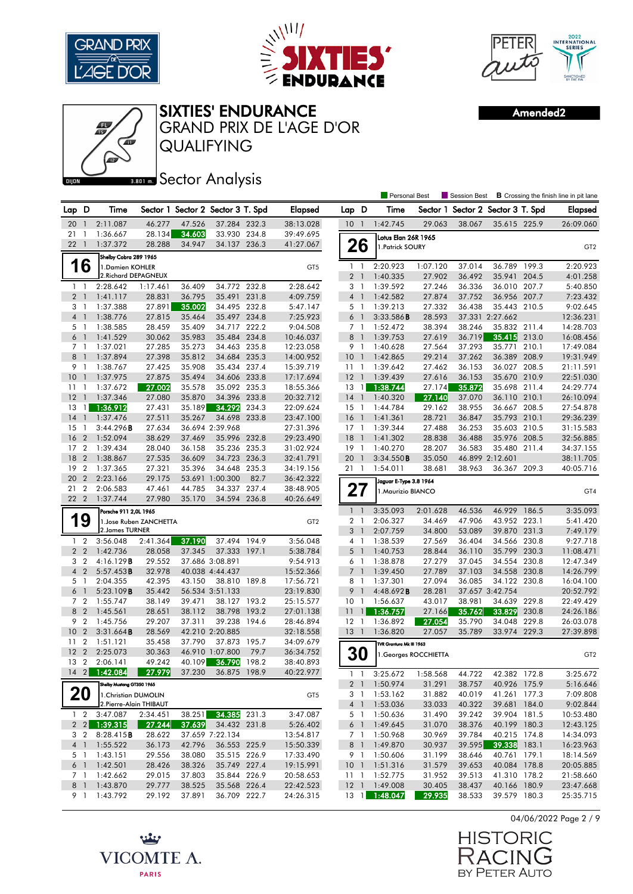# SIXTIES' ENDURANCE

## GRAND PRIX DE L'AGE D'OR

## QUALIFYING

### Sector Analysis

Amended2

Dijon 3.801 m.

Personal Best | Session Best | B Crossing the finish line in pit lane

| Lap | D | Time | Sector 1 | Sector 2 | Sector 3 | T. Spd | Elapsed |
|---|---|---|---|---|---|---|---|
| 20 | 1 | 2:11.087 | 46.277 | 47.526 | 37.284 | 232.3 | 38:13.028 |
| 21 | 1 | 1:36.667 | 28.134 | 34.603 | 33.930 | 234.8 | 39:49.695 |
| 22 | 1 | 1:37.372 | 28.288 | 34.947 | 34.137 | 236.3 | 41:27.067 |

**16** — Shelby Cobra 289 1965 — GT5
1.Damien KOHLER
2.Richard DEPAGNEUX

| Lap | D | Time | Sector 1 | Sector 2 | Sector 3 | T. Spd | Elapsed |
|---|---|---|---|---|---|---|---|
| 1 | 1 | 2:28.642 | 1:17.461 | 36.409 | 34.772 | 232.8 | 2:28.642 |
| 2 | 1 | 1:41.117 | 28.831 | 36.795 | 35.491 | 231.8 | 4:09.759 |
| 3 | 1 | 1:37.388 | 27.891 | 35.002 | 34.495 | 232.8 | 5:47.147 |
| 4 | 1 | 1:38.776 | 27.815 | 35.464 | 35.497 | 234.8 | 7:25.923 |
| 5 | 1 | 1:38.585 | 28.459 | 35.409 | 34.717 | 222.2 | 9:04.508 |
| 6 | 1 | 1:41.529 | 30.062 | 35.983 | 35.484 | 234.8 | 10:46.037 |
| 7 | 1 | 1:37.021 | 27.285 | 35.273 | 34.463 | 235.8 | 12:23.058 |
| 8 | 1 | 1:37.894 | 27.398 | 35.812 | 34.684 | 235.3 | 14:00.952 |
| 9 | 1 | 1:38.767 | 27.425 | 35.908 | 35.434 | 237.4 | 15:39.719 |
| 10 | 1 | 1:37.975 | 27.875 | 35.494 | 34.606 | 233.8 | 17:17.694 |
| 11 | 1 | 1:37.672 | 27.002 | 35.578 | 35.092 | 235.3 | 18:55.366 |
| 12 | 1 | 1:37.346 | 27.080 | 35.870 | 34.396 | 233.8 | 20:32.712 |
| 13 | 1 | 1:36.912 | 27.431 | 35.189 | 34.292 | 234.3 | 22:09.624 |
| 14 | 1 | 1:37.476 | 27.511 | 35.267 | 34.698 | 233.8 | 23:47.100 |
| 15 | 1 | 3:44.296B | 27.634 | 36.694 | 2:39.968 | | 27:31.396 |
| 16 | 2 | 1:52.094 | 38.629 | 37.469 | 35.996 | 232.8 | 29:23.490 |
| 17 | 2 | 1:39.434 | 28.040 | 36.158 | 35.236 | 235.3 | 31:02.924 |
| 18 | 2 | 1:38.867 | 27.535 | 36.609 | 34.723 | 236.3 | 32:41.791 |
| 19 | 2 | 1:37.365 | 27.321 | 35.396 | 34.648 | 235.3 | 34:19.156 |
| 20 | 2 | 2:23.166 | 29.175 | 53.691 | 1:00.300 | 82.7 | 36:42.322 |
| 21 | 2 | 2:06.583 | 47.461 | 44.785 | 34.337 | 237.4 | 38:48.905 |
| 22 | 2 | 1:37.744 | 27.980 | 35.170 | 34.594 | 236.8 | 40:26.649 |

**19** — Porsche 911 2,0L 1965 — GT2
1.Jose Ruben ZANCHETTA
2.James TURNER

| Lap | D | Time | Sector 1 | Sector 2 | Sector 3 | T. Spd | Elapsed |
|---|---|---|---|---|---|---|---|
| 1 | 2 | 3:56.048 | 2:41.364 | 37.190 | 37.494 | 194.9 | 3:56.048 |
| 2 | 2 | 1:42.736 | 28.058 | 37.345 | 37.333 | 197.1 | 5:38.784 |
| 3 | 2 | 4:16.129B | 29.552 | 37.686 | 3:08.891 | | 9:54.913 |
| 4 | 2 | 5:57.453B | 32.978 | 40.038 | 4:44.437 | | 15:52.366 |
| 5 | 1 | 2:04.355 | 42.295 | 43.150 | 38.810 | 189.8 | 17:56.721 |
| 6 | 1 | 5:23.109B | 35.442 | 56.534 | 3:51.133 | | 23:19.830 |
| 7 | 2 | 1:55.747 | 38.149 | 39.471 | 38.127 | 193.2 | 25:15.577 |
| 8 | 2 | 1:45.561 | 28.651 | 38.112 | 38.798 | 193.2 | 27:01.138 |
| 9 | 2 | 1:45.756 | 29.207 | 37.311 | 39.238 | 194.6 | 28:46.894 |
| 10 | 2 | 3:31.664B | 28.569 | 42.210 | 2:20.885 | | 32:18.558 |
| 11 | 2 | 1:51.121 | 35.458 | 37.790 | 37.873 | 195.7 | 34:09.679 |
| 12 | 2 | 2:25.073 | 30.363 | 46.910 | 1:07.800 | 79.7 | 36:34.752 |
| 13 | 2 | 2:06.141 | 49.242 | 40.109 | 36.790 | 198.2 | 38:40.893 |
| 14 | 2 | 1:42.084 | 27.979 | 37.230 | 36.875 | 198.9 | 40:22.977 |

**20** — Shelby Mustang GT350 1965 — GT5
1.Christian DUMOLIN
2.Pierre-Alain THIBAUT

| Lap | D | Time | Sector 1 | Sector 2 | Sector 3 | T. Spd | Elapsed |
|---|---|---|---|---|---|---|---|
| 1 | 2 | 3:47.087 | 2:34.451 | 38.251 | 34.385 | 231.3 | 3:47.087 |
| 2 | 2 | 1:39.315 | 27.244 | 37.639 | 34.432 | 231.8 | 5:26.402 |
| 3 | 2 | 8:28.415B | 28.622 | 37.659 | 7:22.134 | | 13:54.817 |
| 4 | 1 | 1:55.522 | 36.173 | 42.796 | 36.553 | 225.9 | 15:50.339 |
| 5 | 1 | 1:43.151 | 29.556 | 38.080 | 35.515 | 226.9 | 17:33.490 |
| 6 | 1 | 1:42.501 | 28.426 | 38.326 | 35.749 | 227.4 | 19:15.991 |
| 7 | 1 | 1:42.662 | 29.015 | 37.803 | 35.844 | 226.9 | 20:58.653 |
| 8 | 1 | 1:43.870 | 29.777 | 38.525 | 35.568 | 226.4 | 22:42.523 |
| 9 | 1 | 1:43.792 | 29.192 | 37.891 | 36.709 | 222.7 | 24:26.315 |

| Lap | D | Time | Sector 1 | Sector 2 | Sector 3 | T. Spd | Elapsed |
|---|---|---|---|---|---|---|---|
| 10 | 1 | 1:42.745 | 29.063 | 38.067 | 35.615 | 225.9 | 26:09.060 |

**26** — Lotus Elan 26R 1965 — GT2
1.Patrick SOURY

| Lap | D | Time | Sector 1 | Sector 2 | Sector 3 | T. Spd | Elapsed |
|---|---|---|---|---|---|---|---|
| 1 | 1 | 2:20.923 | 1:07.120 | 37.014 | 36.789 | 199.3 | 2:20.923 |
| 2 | 1 | 1:40.335 | 27.902 | 36.492 | 35.941 | 204.5 | 4:01.258 |
| 3 | 1 | 1:39.592 | 27.246 | 36.336 | 36.010 | 207.7 | 5:40.850 |
| 4 | 1 | 1:42.582 | 27.874 | 37.752 | 36.956 | 207.7 | 7:23.432 |
| 5 | 1 | 1:39.213 | 27.332 | 36.438 | 35.443 | 210.5 | 9:02.645 |
| 6 | 1 | 3:33.586B | 28.593 | 37.331 | 2:27.662 | | 12:36.231 |
| 7 | 1 | 1:52.472 | 38.394 | 38.246 | 35.832 | 211.4 | 14:28.703 |
| 8 | 1 | 1:39.753 | 27.619 | 36.719 | 35.415 | 213.0 | 16:08.456 |
| 9 | 1 | 1:40.628 | 27.564 | 37.293 | 35.771 | 210.1 | 17:49.084 |
| 10 | 1 | 1:42.865 | 29.214 | 37.262 | 36.389 | 208.9 | 19:31.949 |
| 11 | 1 | 1:39.642 | 27.462 | 36.153 | 36.027 | 208.5 | 21:11.591 |
| 12 | 1 | 1:39.439 | 27.616 | 36.153 | 35.670 | 210.9 | 22:51.030 |
| 13 | 1 | 1:38.744 | 27.174 | 35.872 | 35.698 | 211.4 | 24:29.774 |
| 14 | 1 | 1:40.320 | 27.140 | 37.070 | 36.110 | 210.1 | 26:10.094 |
| 15 | 1 | 1:44.784 | 29.162 | 38.955 | 36.667 | 208.5 | 27:54.878 |
| 16 | 1 | 1:41.361 | 28.721 | 36.847 | 35.793 | 210.1 | 29:36.239 |
| 17 | 1 | 1:39.344 | 27.488 | 36.253 | 35.603 | 210.5 | 31:15.583 |
| 18 | 1 | 1:41.302 | 28.838 | 36.488 | 35.976 | 208.5 | 32:56.885 |
| 19 | 1 | 1:40.270 | 28.207 | 36.583 | 35.480 | 211.4 | 34:37.155 |
| 20 | 1 | 3:34.550B | 35.050 | 46.899 | 2:12.601 | | 38:11.705 |
| 21 | 1 | 1:54.011 | 38.681 | 38.963 | 36.367 | 209.3 | 40:05.716 |

**27** — Jaguar E-Type 3.8 1964 — GT4
1.Maurizio BIANCO

| Lap | D | Time | Sector 1 | Sector 2 | Sector 3 | T. Spd | Elapsed |
|---|---|---|---|---|---|---|---|
| 1 | 1 | 3:35.093 | 2:01.628 | 46.536 | 46.929 | 186.5 | 3:35.093 |
| 2 | 1 | 2:06.327 | 34.469 | 47.906 | 43.952 | 223.1 | 5:41.420 |
| 3 | 1 | 2:07.759 | 34.800 | 53.089 | 39.870 | 231.3 | 7:49.179 |
| 4 | 1 | 1:38.539 | 27.569 | 36.404 | 34.566 | 230.8 | 9:27.718 |
| 5 | 1 | 1:40.753 | 28.844 | 36.110 | 35.799 | 230.3 | 11:08.471 |
| 6 | 1 | 1:38.878 | 27.279 | 37.045 | 34.554 | 230.8 | 12:47.349 |
| 7 | 1 | 1:39.450 | 27.789 | 37.103 | 34.558 | 230.8 | 14:26.799 |
| 8 | 1 | 1:37.301 | 27.094 | 36.085 | 34.122 | 230.8 | 16:04.100 |
| 9 | 1 | 4:48.692B | 28.281 | 37.657 | 3:42.754 | | 20:52.792 |
| 10 | 1 | 1:56.637 | 43.017 | 38.981 | 34.639 | 229.8 | 22:49.429 |
| 11 | 1 | 1:36.757 | 27.166 | 35.762 | 33.829 | 230.8 | 24:26.186 |
| 12 | 1 | 1:36.892 | 27.054 | 35.790 | 34.048 | 229.8 | 26:03.078 |
| 13 | 1 | 1:36.820 | 27.057 | 35.789 | 33.974 | 229.3 | 27:39.898 |

**30** — TVR Grantura Mk III 1963 — GT2
1.Georges ROCCHIETTA

| Lap | D | Time | Sector 1 | Sector 2 | Sector 3 | T. Spd | Elapsed |
|---|---|---|---|---|---|---|---|
| 1 | 1 | 3:25.672 | 1:58.568 | 44.722 | 42.382 | 172.8 | 3:25.672 |
| 2 | 1 | 1:50.974 | 31.291 | 38.757 | 40.926 | 175.9 | 5:16.646 |
| 3 | 1 | 1:53.162 | 31.882 | 40.019 | 41.261 | 177.3 | 7:09.808 |
| 4 | 1 | 1:53.036 | 33.033 | 40.322 | 39.681 | 184.0 | 9:02.844 |
| 5 | 1 | 1:50.636 | 31.490 | 39.242 | 39.904 | 181.5 | 10:53.480 |
| 6 | 1 | 1:49.645 | 31.070 | 38.376 | 40.199 | 180.3 | 12:43.125 |
| 7 | 1 | 1:50.968 | 30.969 | 39.784 | 40.215 | 174.8 | 14:34.093 |
| 8 | 1 | 1:49.870 | 30.937 | 39.595 | 39.338 | 183.1 | 16:23.963 |
| 9 | 1 | 1:50.606 | 31.199 | 38.646 | 40.761 | 179.1 | 18:14.569 |
| 10 | 1 | 1:51.316 | 31.579 | 39.653 | 40.084 | 178.8 | 20:05.885 |
| 11 | 1 | 1:52.775 | 31.952 | 39.513 | 41.310 | 178.2 | 21:58.660 |
| 12 | 1 | 1:49.008 | 30.405 | 38.437 | 40.166 | 180.9 | 23:47.668 |
| 13 | 1 | 1:48.047 | 29.935 | 38.533 | 39.579 | 180.3 | 25:35.715 |

04/06/2022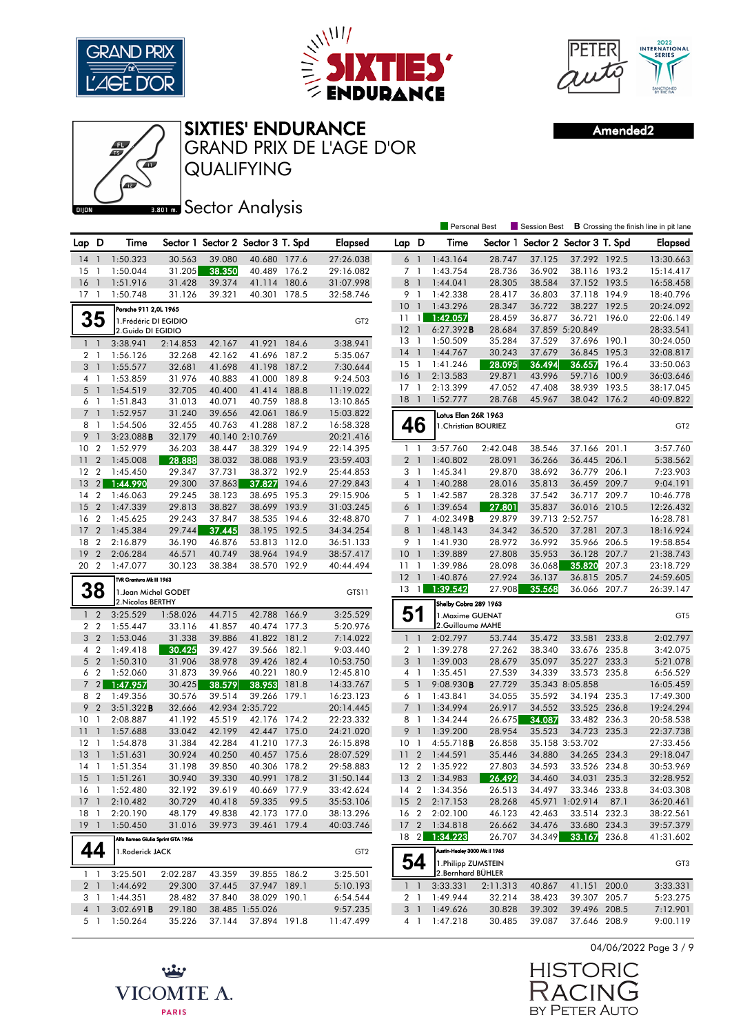# SIXTIES' ENDURANCE

## GRAND PRIX DE L'AGE D'OR

## QUALIFYING

### Sector Analysis

Amended2

DIJON 3.801 m.

Personal Best | Session Best | **B** Crossing the finish line in pit lane

| Lap | D | Time | Sector 1 | Sector 2 | Sector 3 | T. Spd | Elapsed |
|---|---|---|---|---|---|---|---|
| 14 | 1 | 1:50.323 | 30.563 | 39.080 | 40.680 | 177.6 | 27:26.038 |
| 15 | 1 | 1:50.044 | 31.205 | 38.350 | 40.489 | 176.2 | 29:16.082 |
| 16 | 1 | 1:51.916 | 31.428 | 39.374 | 41.114 | 180.6 | 31:07.998 |
| 17 | 1 | 1:50.748 | 31.126 | 39.321 | 40.301 | 178.5 | 32:58.746 |

**35** — Porsche 911 2,0L 1965 — 1.Frédéric DI EGIDIO, 2.Guido DI EGIDIO — GT2

| Lap | D | Time | Sector 1 | Sector 2 | Sector 3 | T. Spd | Elapsed |
|---|---|---|---|---|---|---|---|
| 1 | 1 | 3:38.941 | 2:14.853 | 42.167 | 41.921 | 184.6 | 3:38.941 |
| 2 | 1 | 1:56.126 | 32.268 | 42.162 | 41.696 | 187.2 | 5:35.067 |
| 3 | 1 | 1:55.577 | 32.681 | 41.698 | 41.198 | 187.2 | 7:30.644 |
| 4 | 1 | 1:53.859 | 31.976 | 40.883 | 41.000 | 189.8 | 9:24.503 |
| 5 | 1 | 1:54.519 | 32.705 | 40.400 | 41.414 | 188.8 | 11:19.022 |
| 6 | 1 | 1:51.843 | 31.013 | 40.071 | 40.759 | 188.8 | 13:10.865 |
| 7 | 1 | 1:52.957 | 31.240 | 39.656 | 42.061 | 186.9 | 15:03.822 |
| 8 | 1 | 1:54.506 | 32.455 | 40.763 | 41.288 | 187.2 | 16:58.328 |
| 9 | 1 | 3:23.088 **B** | 32.179 | 40.140 | 2:10.769 | | 20:21.416 |
| 10 | 2 | 1:52.979 | 36.203 | 38.447 | 38.329 | 194.9 | 22:14.395 |
| 11 | 2 | 1:45.008 | 28.888 | 38.032 | 38.088 | 193.9 | 23:59.403 |
| 12 | 2 | 1:45.450 | 29.347 | 37.731 | 38.372 | 192.9 | 25:44.853 |
| 13 | 2 | 1:44.990 | 29.300 | 37.863 | 37.827 | 194.6 | 27:29.843 |
| 14 | 2 | 1:46.063 | 29.245 | 38.123 | 38.695 | 195.3 | 29:15.906 |
| 15 | 2 | 1:47.339 | 29.813 | 38.827 | 38.699 | 193.9 | 31:03.245 |
| 16 | 2 | 1:45.625 | 29.243 | 37.847 | 38.535 | 194.6 | 32:48.870 |
| 17 | 2 | 1:45.384 | 29.744 | 37.445 | 38.195 | 192.5 | 34:34.254 |
| 18 | 2 | 2:16.879 | 36.190 | 46.876 | 53.813 | 112.0 | 36:51.133 |
| 19 | 2 | 2:06.284 | 46.571 | 40.749 | 38.964 | 194.9 | 38:57.417 |
| 20 | 2 | 1:47.077 | 30.123 | 38.384 | 38.570 | 192.9 | 40:44.494 |

**38** — TVR Grantura Mk III 1963 — 1.Jean Michel GODET, 2.Nicolas BERTHY — GTS11

| Lap | D | Time | Sector 1 | Sector 2 | Sector 3 | T. Spd | Elapsed |
|---|---|---|---|---|---|---|---|
| 1 | 2 | 3:25.529 | 1:58.026 | 44.715 | 42.788 | 166.9 | 3:25.529 |
| 2 | 2 | 1:55.447 | 33.116 | 41.857 | 40.474 | 177.3 | 5:20.976 |
| 3 | 2 | 1:53.046 | 31.338 | 39.886 | 41.822 | 181.2 | 7:14.022 |
| 4 | 2 | 1:49.418 | 30.425 | 39.427 | 39.566 | 182.1 | 9:03.440 |
| 5 | 2 | 1:50.310 | 31.906 | 38.978 | 39.426 | 182.4 | 10:53.750 |
| 6 | 2 | 1:52.060 | 31.873 | 39.966 | 40.221 | 180.9 | 12:45.810 |
| 7 | 2 | 1:47.957 | 30.425 | 38.579 | 38.953 | 181.8 | 14:33.767 |
| 8 | 2 | 1:49.356 | 30.576 | 39.514 | 39.266 | 179.1 | 16:23.123 |
| 9 | 2 | 3:51.322 **B** | 32.666 | 42.934 | 2:35.722 | | 20:14.445 |
| 10 | 1 | 2:08.887 | 41.192 | 45.519 | 42.176 | 174.2 | 22:23.332 |
| 11 | 1 | 1:57.688 | 33.042 | 42.199 | 42.447 | 175.0 | 24:21.020 |
| 12 | 1 | 1:54.878 | 31.384 | 42.284 | 41.210 | 177.3 | 26:15.898 |
| 13 | 1 | 1:51.631 | 30.924 | 40.250 | 40.457 | 175.6 | 28:07.529 |
| 14 | 1 | 1:51.354 | 31.198 | 39.850 | 40.306 | 178.2 | 29:58.883 |
| 15 | 1 | 1:51.261 | 30.940 | 39.330 | 40.991 | 178.2 | 31:50.144 |
| 16 | 1 | 1:52.480 | 32.192 | 39.619 | 40.669 | 177.9 | 33:42.624 |
| 17 | 1 | 2:10.482 | 30.729 | 40.418 | 59.335 | 99.5 | 35:53.106 |
| 18 | 1 | 2:20.190 | 48.179 | 49.838 | 42.173 | 177.0 | 38:13.296 |
| 19 | 1 | 1:50.450 | 31.016 | 39.973 | 39.461 | 179.4 | 40:03.746 |

**44** — Alfa Romeo Giulia Sprint GTA 1966 — 1.Roderick JACK — GT2

| Lap | D | Time | Sector 1 | Sector 2 | Sector 3 | T. Spd | Elapsed |
|---|---|---|---|---|---|---|---|
| 1 | 1 | 3:25.501 | 2:02.287 | 43.359 | 39.855 | 186.2 | 3:25.501 |
| 2 | 1 | 1:44.692 | 29.300 | 37.445 | 37.947 | 189.1 | 5:10.193 |
| 3 | 1 | 1:44.351 | 28.482 | 37.840 | 38.029 | 190.1 | 6:54.544 |
| 4 | 1 | 3:02.691 **B** | 29.180 | 38.485 | 1:55.026 | | 9:57.235 |
| 5 | 1 | 1:50.264 | 35.226 | 37.144 | 37.894 | 191.8 | 11:47.499 |
| 6 | 1 | 1:43.164 | 28.747 | 37.125 | 37.292 | 192.5 | 13:30.663 |
| 7 | 1 | 1:43.754 | 28.736 | 36.902 | 38.116 | 193.2 | 15:14.417 |
| 8 | 1 | 1:44.041 | 28.305 | 38.584 | 37.152 | 193.5 | 16:58.458 |
| 9 | 1 | 1:42.338 | 28.417 | 36.803 | 37.118 | 194.9 | 18:40.796 |
| 10 | 1 | 1:43.296 | 28.347 | 36.722 | 38.227 | 192.5 | 20:24.092 |
| 11 | 1 | 1:42.057 | 28.459 | 36.877 | 36.721 | 196.0 | 22:06.149 |
| 12 | 1 | 6:27.392 **B** | 28.684 | 37.859 | 5:20.849 | | 28:33.541 |
| 13 | 1 | 1:50.509 | 35.284 | 37.529 | 37.696 | 190.1 | 30:24.050 |
| 14 | 1 | 1:44.767 | 30.243 | 37.679 | 36.845 | 195.3 | 32:08.817 |
| 15 | 1 | 1:41.246 | 28.095 | 36.494 | 36.657 | 196.4 | 33:50.063 |
| 16 | 1 | 2:13.583 | 29.871 | 43.996 | 59.716 | 100.9 | 36:03.646 |
| 17 | 1 | 2:13.399 | 47.052 | 47.408 | 38.939 | 193.5 | 38:17.045 |
| 18 | 1 | 1:52.777 | 28.768 | 45.967 | 38.042 | 176.2 | 40:09.822 |

**46** — Lotus Elan 26R 1963 — 1.Christian BOURIEZ — GT2

| Lap | D | Time | Sector 1 | Sector 2 | Sector 3 | T. Spd | Elapsed |
|---|---|---|---|---|---|---|---|
| 1 | 1 | 3:57.760 | 2:42.048 | 38.546 | 37.166 | 201.1 | 3:57.760 |
| 2 | 1 | 1:40.802 | 28.091 | 36.266 | 36.445 | 206.1 | 5:38.562 |
| 3 | 1 | 1:45.341 | 29.870 | 38.692 | 36.779 | 206.1 | 7:23.903 |
| 4 | 1 | 1:40.288 | 28.016 | 35.813 | 36.459 | 209.7 | 9:04.191 |
| 5 | 1 | 1:42.587 | 28.328 | 37.542 | 36.717 | 209.7 | 10:46.778 |
| 6 | 1 | 1:39.654 | 27.801 | 35.837 | 36.016 | 210.5 | 12:26.432 |
| 7 | 1 | 4:02.349 **B** | 29.879 | 39.713 | 2:52.757 | | 16:28.781 |
| 8 | 1 | 1:48.143 | 34.342 | 36.520 | 37.281 | 207.3 | 18:16.924 |
| 9 | 1 | 1:41.930 | 28.972 | 36.992 | 35.966 | 206.5 | 19:58.854 |
| 10 | 1 | 1:39.889 | 27.808 | 35.953 | 36.128 | 207.7 | 21:38.743 |
| 11 | 1 | 1:39.986 | 28.098 | 36.068 | 35.820 | 207.3 | 23:18.729 |
| 12 | 1 | 1:40.876 | 27.924 | 36.137 | 36.815 | 205.7 | 24:59.605 |
| 13 | 1 | 1:39.542 | 27.908 | 35.568 | 36.066 | 207.7 | 26:39.147 |

**51** — Shelby Cobra 289 1963 — 1.Maxime GUENAT, 2.Guillaume MAHE — GT5

| Lap | D | Time | Sector 1 | Sector 2 | Sector 3 | T. Spd | Elapsed |
|---|---|---|---|---|---|---|---|
| 1 | 1 | 2:02.797 | 53.744 | 35.472 | 33.581 | 233.8 | 2:02.797 |
| 2 | 1 | 1:39.278 | 27.262 | 38.340 | 33.676 | 235.8 | 3:42.075 |
| 3 | 1 | 1:39.003 | 28.679 | 35.097 | 35.227 | 233.3 | 5:21.078 |
| 4 | 1 | 1:35.451 | 27.539 | 34.339 | 33.573 | 235.8 | 6:56.529 |
| 5 | 1 | 9:08.930 **B** | 27.729 | 35.343 | 8:05.858 | | 16:05.459 |
| 6 | 1 | 1:43.841 | 34.055 | 35.592 | 34.194 | 235.3 | 17:49.300 |
| 7 | 1 | 1:34.994 | 26.917 | 34.552 | 33.525 | 236.8 | 19:24.294 |
| 8 | 1 | 1:34.244 | 26.675 | 34.087 | 33.482 | 236.3 | 20:58.538 |
| 9 | 1 | 1:39.200 | 28.954 | 35.523 | 34.723 | 235.3 | 22:37.738 |
| 10 | 1 | 4:55.718 **B** | 26.858 | 35.158 | 3:53.702 | | 27:33.456 |
| 11 | 2 | 1:44.591 | 35.446 | 34.880 | 34.265 | 234.3 | 29:18.047 |
| 12 | 2 | 1:35.922 | 27.803 | 34.593 | 33.526 | 234.8 | 30:53.969 |
| 13 | 2 | 1:34.983 | 26.492 | 34.460 | 34.031 | 235.3 | 32:28.952 |
| 14 | 2 | 1:34.356 | 26.513 | 34.497 | 33.346 | 233.8 | 34:03.308 |
| 15 | 2 | 2:17.153 | 28.268 | 45.971 | 1:02.914 | 87.1 | 36:20.461 |
| 16 | 2 | 2:02.100 | 46.123 | 42.463 | 33.514 | 232.3 | 38:22.561 |
| 17 | 2 | 1:34.818 | 26.662 | 34.476 | 33.680 | 234.3 | 39:57.379 |
| 18 | 2 | 1:34.223 | 26.707 | 34.349 | 33.167 | 236.8 | 41:31.602 |

**54** — Austin-Healey 3000 Mk II 1965 — 1.Philipp ZUMSTEIN, 2.Bernhard BÜHLER — GT3

| Lap | D | Time | Sector 1 | Sector 2 | Sector 3 | T. Spd | Elapsed |
|---|---|---|---|---|---|---|---|
| 1 | 1 | 3:33.331 | 2:11.313 | 40.867 | 41.151 | 200.0 | 3:33.331 |
| 2 | 1 | 1:49.944 | 32.214 | 38.423 | 39.307 | 205.7 | 5:23.275 |
| 3 | 1 | 1:49.626 | 30.828 | 39.302 | 39.496 | 208.5 | 7:12.901 |
| 4 | 1 | 1:47.218 | 30.485 | 39.087 | 37.646 | 208.9 | 9:00.119 |

04/06/2022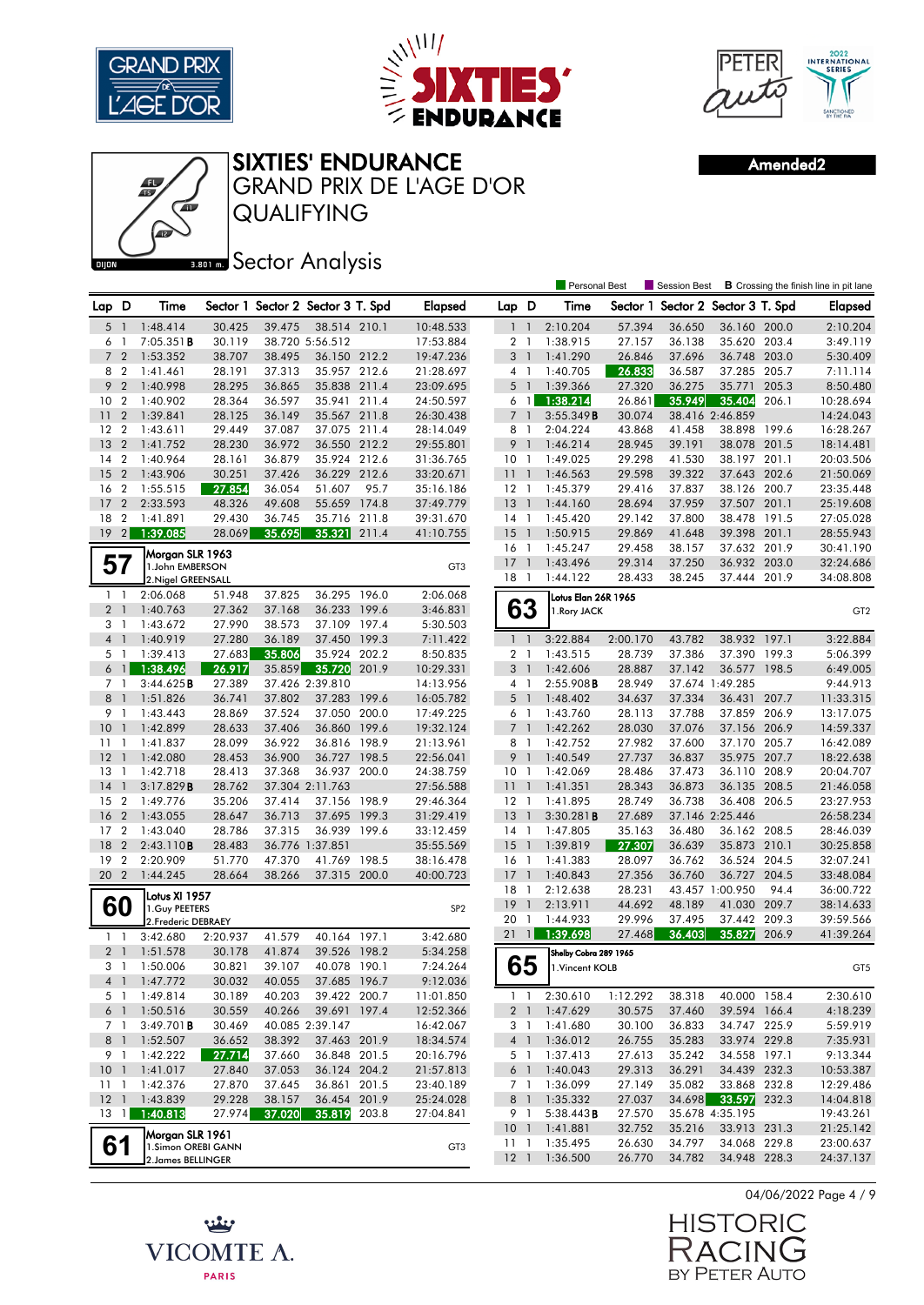# SIXTIES' ENDURANCE

## GRAND PRIX DE L'AGE D'OR

## QUALIFYING

## Sector Analysis

Amended2

DIJON 3.801 m.

Personal Best | Session Best | **B** Crossing the finish line in pit lane

| Lap | D | Time | Sector 1 | Sector 2 | Sector 3 | T. Spd | Elapsed |
|---|---|---|---|---|---|---|---|
| 5 | 1 | 1:48.414 | 30.425 | 39.475 | 38.514 | 210.1 | 10:48.533 |
| 6 | 1 | 7:05.351**B** | 30.119 | 38.720 | 5:56.512 | | 17:53.884 |
| 7 | 2 | 1:53.352 | 38.707 | 38.495 | 36.150 | 212.2 | 19:47.236 |
| 8 | 2 | 1:41.461 | 28.191 | 37.313 | 35.957 | 212.6 | 21:28.697 |
| 9 | 2 | 1:40.998 | 28.295 | 36.865 | 35.838 | 211.4 | 23:09.695 |
| 10 | 2 | 1:40.902 | 28.364 | 36.597 | 35.941 | 211.4 | 24:50.597 |
| 11 | 2 | 1:39.841 | 28.125 | 36.149 | 35.567 | 211.8 | 26:30.438 |
| 12 | 2 | 1:43.611 | 29.449 | 37.087 | 37.075 | 211.4 | 28:14.049 |
| 13 | 2 | 1:41.752 | 28.230 | 36.972 | 36.550 | 212.6 | 29:55.801 |
| 14 | 2 | 1:40.964 | 28.161 | 36.879 | 35.924 | 212.6 | 31:36.765 |
| 15 | 2 | 1:43.906 | 30.251 | 37.426 | 36.229 | 212.6 | 33:20.671 |
| 16 | 2 | 1:55.515 | 27.854 | 36.054 | 51.607 | 95.7 | 35:16.186 |
| 17 | 2 | 2:33.593 | 48.326 | 49.608 | 55.659 | 174.8 | 37:49.779 |
| 18 | 2 | 1:41.891 | 29.430 | 36.745 | 35.716 | 211.8 | 39:31.670 |
| 19 | 2 | 1:39.085 | 28.069 | 35.695 | 35.321 | 211.4 | 41:10.755 |

### 57 — Morgan SLR 1963 — GT3
1. John EMBERSON
2. Nigel GREENSALL

| Lap | D | Time | Sector 1 | Sector 2 | Sector 3 | T. Spd | Elapsed |
|---|---|---|---|---|---|---|---|
| 1 | 1 | 2:06.068 | 51.948 | 37.825 | 36.295 | 196.0 | 2:06.068 |
| 2 | 1 | 1:40.763 | 27.362 | 37.168 | 36.233 | 199.6 | 3:46.831 |
| 3 | 1 | 1:43.672 | 27.990 | 38.573 | 37.109 | 197.4 | 5:30.503 |
| 4 | 1 | 1:40.919 | 27.280 | 36.189 | 37.450 | 199.3 | 7:11.422 |
| 5 | 1 | 1:39.413 | 27.683 | 35.806 | 35.924 | 202.2 | 8:50.835 |
| 6 | 1 | 1:38.496 | 26.917 | 35.859 | 35.720 | 201.9 | 10:29.331 |
| 7 | 1 | 3:44.625**B** | 27.389 | 37.426 | 2:39.810 | | 14:13.956 |
| 8 | 1 | 1:51.826 | 36.741 | 37.802 | 37.283 | 199.6 | 16:05.782 |
| 9 | 1 | 1:43.443 | 28.869 | 37.524 | 37.050 | 200.0 | 17:49.225 |
| 10 | 1 | 1:42.899 | 28.633 | 37.406 | 36.860 | 199.6 | 19:32.124 |
| 11 | 1 | 1:41.837 | 28.099 | 36.922 | 36.816 | 198.9 | 21:13.961 |
| 12 | 1 | 1:42.080 | 28.453 | 36.900 | 36.727 | 198.5 | 22:56.041 |
| 13 | 1 | 1:42.718 | 28.413 | 37.368 | 36.937 | 200.0 | 24:38.759 |
| 14 | 1 | 3:17.829**B** | 28.762 | 37.304 | 2:11.763 | | 27:56.588 |
| 15 | 2 | 1:49.776 | 35.206 | 37.414 | 37.156 | 198.9 | 29:46.364 |
| 16 | 2 | 1:43.055 | 28.647 | 36.713 | 37.695 | 199.3 | 31:29.419 |
| 17 | 2 | 1:43.040 | 28.786 | 37.315 | 36.939 | 199.6 | 33:12.459 |
| 18 | 2 | 2:43.110**B** | 28.483 | 36.776 | 1:37.851 | | 35:55.569 |
| 19 | 2 | 2:20.909 | 51.770 | 47.370 | 41.769 | 198.5 | 38:16.478 |
| 20 | 2 | 1:44.245 | 28.664 | 38.266 | 37.315 | 200.0 | 40:00.723 |

### 60 — Lotus XI 1957 — SP2
1. Guy PEETERS
2. Frederic DEBRAEY

| Lap | D | Time | Sector 1 | Sector 2 | Sector 3 | T. Spd | Elapsed |
|---|---|---|---|---|---|---|---|
| 1 | 1 | 3:42.680 | 2:20.937 | 41.579 | 40.164 | 197.1 | 3:42.680 |
| 2 | 1 | 1:51.578 | 30.178 | 41.874 | 39.526 | 198.2 | 5:34.258 |
| 3 | 1 | 1:50.006 | 30.821 | 39.107 | 40.078 | 190.1 | 7:24.264 |
| 4 | 1 | 1:47.772 | 30.032 | 40.055 | 37.685 | 196.7 | 9:12.036 |
| 5 | 1 | 1:49.814 | 30.189 | 40.203 | 39.422 | 200.7 | 11:01.850 |
| 6 | 1 | 1:50.516 | 30.559 | 40.266 | 39.691 | 197.4 | 12:52.366 |
| 7 | 1 | 3:49.701**B** | 30.469 | 40.085 | 2:39.147 | | 16:42.067 |
| 8 | 1 | 1:52.507 | 36.652 | 38.392 | 37.463 | 201.9 | 18:34.574 |
| 9 | 1 | 1:42.222 | 27.714 | 37.660 | 36.848 | 201.5 | 20:16.796 |
| 10 | 1 | 1:41.017 | 27.840 | 37.053 | 36.124 | 204.2 | 21:57.813 |
| 11 | 1 | 1:42.376 | 27.870 | 37.645 | 36.861 | 201.5 | 23:40.189 |
| 12 | 1 | 1:43.839 | 29.228 | 38.157 | 36.454 | 201.9 | 25:24.028 |
| 13 | 1 | 1:40.813 | 27.974 | 37.020 | 35.819 | 203.8 | 27:04.841 |

### 61 — Morgan SLR 1961 — GT3
1. Simon OREBI GANN
2. James BELLINGER

| Lap | D | Time | Sector 1 | Sector 2 | Sector 3 | T. Spd | Elapsed |
|---|---|---|---|---|---|---|---|
| 1 | 1 | 2:10.204 | 57.394 | 36.650 | 36.160 | 200.0 | 2:10.204 |
| 2 | 1 | 1:38.915 | 27.157 | 36.138 | 35.620 | 203.4 | 3:49.119 |
| 3 | 1 | 1:41.290 | 26.846 | 37.696 | 36.748 | 203.0 | 5:30.409 |
| 4 | 1 | 1:40.705 | 26.833 | 36.587 | 37.285 | 205.7 | 7:11.114 |
| 5 | 1 | 1:39.366 | 27.320 | 36.275 | 35.771 | 205.3 | 8:50.480 |
| 6 | 1 | 1:38.214 | 26.861 | 35.949 | 35.404 | 206.1 | 10:28.694 |
| 7 | 1 | 3:55.349**B** | 30.074 | 38.416 | 2:46.859 | | 14:24.043 |
| 8 | 1 | 2:04.224 | 43.868 | 41.458 | 38.898 | 199.6 | 16:28.267 |
| 9 | 1 | 1:46.214 | 28.945 | 39.191 | 38.078 | 201.5 | 18:14.481 |
| 10 | 1 | 1:49.025 | 29.298 | 41.530 | 38.197 | 201.1 | 20:03.506 |
| 11 | 1 | 1:46.563 | 29.598 | 39.322 | 37.643 | 202.6 | 21:50.069 |
| 12 | 1 | 1:45.379 | 29.416 | 37.837 | 38.126 | 200.7 | 23:35.448 |
| 13 | 1 | 1:44.160 | 28.694 | 37.959 | 37.507 | 201.1 | 25:19.608 |
| 14 | 1 | 1:45.420 | 29.142 | 37.800 | 38.478 | 191.5 | 27:05.028 |
| 15 | 1 | 1:50.915 | 29.869 | 41.648 | 39.398 | 201.1 | 28:55.943 |
| 16 | 1 | 1:45.247 | 29.458 | 38.157 | 37.632 | 201.9 | 30:41.190 |
| 17 | 1 | 1:43.496 | 29.314 | 37.250 | 36.932 | 203.0 | 32:24.686 |
| 18 | 1 | 1:44.122 | 28.433 | 38.245 | 37.444 | 201.9 | 34:08.808 |

### 63 — Lotus Elan 26R 1965 — GT2
1. Rory JACK

| Lap | D | Time | Sector 1 | Sector 2 | Sector 3 | T. Spd | Elapsed |
|---|---|---|---|---|---|---|---|
| 1 | 1 | 3:22.884 | 2:00.170 | 43.782 | 38.932 | 197.1 | 3:22.884 |
| 2 | 1 | 1:43.515 | 28.739 | 37.386 | 37.390 | 199.3 | 5:06.399 |
| 3 | 1 | 1:42.606 | 28.887 | 37.142 | 36.577 | 198.5 | 6:49.005 |
| 4 | 1 | 2:55.908**B** | 28.949 | 37.674 | 1:49.285 | | 9:44.913 |
| 5 | 1 | 1:48.402 | 34.637 | 37.334 | 36.431 | 207.7 | 11:33.315 |
| 6 | 1 | 1:43.760 | 28.113 | 37.788 | 37.859 | 206.9 | 13:17.075 |
| 7 | 1 | 1:42.262 | 28.030 | 37.076 | 37.156 | 206.9 | 14:59.337 |
| 8 | 1 | 1:42.752 | 27.982 | 37.600 | 37.170 | 205.7 | 16:42.089 |
| 9 | 1 | 1:40.549 | 27.737 | 36.837 | 35.975 | 207.7 | 18:22.638 |
| 10 | 1 | 1:42.069 | 28.486 | 37.473 | 36.110 | 208.9 | 20:04.707 |
| 11 | 1 | 1:41.351 | 28.343 | 36.873 | 36.135 | 208.5 | 21:46.058 |
| 12 | 1 | 1:41.895 | 28.749 | 36.738 | 36.408 | 206.5 | 23:27.953 |
| 13 | 1 | 3:30.281**B** | 27.689 | 37.146 | 2:25.446 | | 26:58.234 |
| 14 | 1 | 1:47.805 | 35.163 | 36.480 | 36.162 | 208.5 | 28:46.039 |
| 15 | 1 | 1:39.819 | 27.307 | 36.639 | 35.873 | 210.1 | 30:25.858 |
| 16 | 1 | 1:41.383 | 28.097 | 36.762 | 36.524 | 204.5 | 32:07.241 |
| 17 | 1 | 1:40.843 | 27.356 | 36.760 | 36.727 | 204.5 | 33:48.084 |
| 18 | 1 | 2:12.638 | 28.231 | 43.457 | 1:00.950 | 94.4 | 36:00.722 |
| 19 | 1 | 2:13.911 | 44.692 | 48.189 | 41.030 | 209.7 | 38:14.633 |
| 20 | 1 | 1:44.933 | 29.996 | 37.495 | 37.442 | 209.3 | 39:59.566 |
| 21 | 1 | 1:39.698 | 27.468 | 36.403 | 35.827 | 206.9 | 41:39.264 |

### 65 — Shelby Cobra 289 1965 — GT5
1. Vincent KOLB

| Lap | D | Time | Sector 1 | Sector 2 | Sector 3 | T. Spd | Elapsed |
|---|---|---|---|---|---|---|---|
| 1 | 1 | 2:30.610 | 1:12.292 | 38.318 | 40.000 | 158.4 | 2:30.610 |
| 2 | 1 | 1:47.629 | 30.575 | 37.460 | 39.594 | 166.4 | 4:18.239 |
| 3 | 1 | 1:41.680 | 30.100 | 36.833 | 34.747 | 225.9 | 5:59.919 |
| 4 | 1 | 1:36.012 | 26.755 | 35.283 | 33.974 | 229.8 | 7:35.931 |
| 5 | 1 | 1:37.413 | 27.613 | 35.242 | 34.558 | 197.1 | 9:13.344 |
| 6 | 1 | 1:40.043 | 29.313 | 36.291 | 34.439 | 232.3 | 10:53.387 |
| 7 | 1 | 1:36.099 | 27.149 | 35.082 | 33.868 | 232.8 | 12:29.486 |
| 8 | 1 | 1:35.332 | 27.037 | 34.698 | 33.597 | 232.3 | 14:04.818 |
| 9 | 1 | 5:38.443**B** | 27.570 | 35.678 | 4:35.195 | | 19:43.261 |
| 10 | 1 | 1:41.881 | 32.752 | 35.216 | 33.913 | 231.3 | 21:25.142 |
| 11 | 1 | 1:35.495 | 26.630 | 34.797 | 34.068 | 229.8 | 23:00.637 |
| 12 | 1 | 1:36.500 | 26.770 | 34.782 | 34.948 | 228.3 | 24:37.137 |

04/06/2022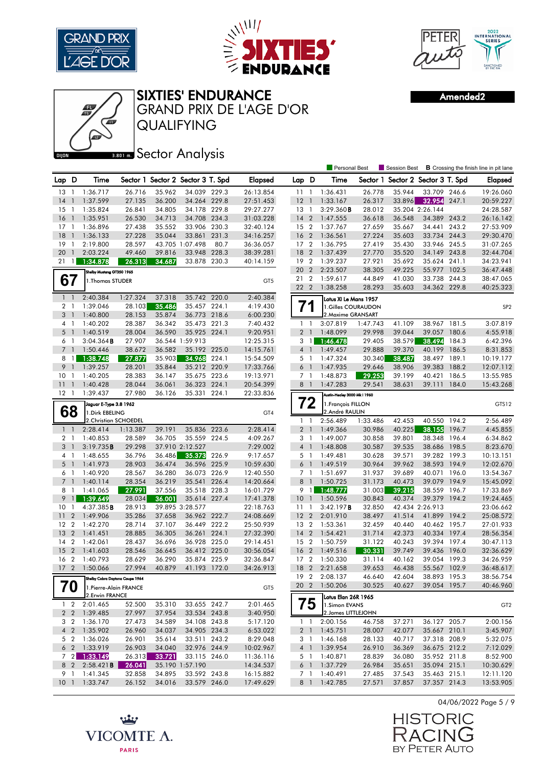# SIXTIES' ENDURANCE
## GRAND PRIX DE L'AGE D'OR
## QUALIFYING

Amended2

DIJON 3.801 m.

### Sector Analysis

Personal Best | Session Best | **B** Crossing the finish line in pit lane

(continued)

| Lap | D | Time | Sector 1 | Sector 2 | Sector 3 | T. Spd | Elapsed |
|---|---|---|---|---|---|---|---|
| 13 | 1 | 1:36.717 | 26.716 | 35.962 | 34.039 | 229.3 | 26:13.854 |
| 14 | 1 | 1:37.599 | 27.135 | 36.200 | 34.264 | 229.8 | 27:51.453 |
| 15 | 1 | 1:35.824 | 26.841 | 34.805 | 34.178 | 229.8 | 29:27.277 |
| 16 | 1 | 1:35.951 | 26.530 | 34.713 | 34.708 | 234.3 | 31:03.228 |
| 17 | 1 | 1:36.896 | 27.438 | 35.552 | 33.906 | 230.3 | 32:40.124 |
| 18 | 1 | 1:36.133 | 27.228 | 35.044 | 33.861 | 231.3 | 34:16.257 |
| 19 | 1 | 2:19.800 | 28.597 | 43.705 | 1:07.498 | 80.7 | 36:36.057 |
| 20 | 1 | 2:03.224 | 49.460 | 39.816 | 33.948 | 228.3 | 38:39.281 |
| 21 | 1 | 1:34.878 | 26.313 | 34.687 | 33.878 | 230.3 | 40:14.159 |

**67** — Shelby Mustang GT350 1965 — 1.Thomas STUDER — GT5

| Lap | D | Time | Sector 1 | Sector 2 | Sector 3 | T. Spd | Elapsed |
|---|---|---|---|---|---|---|---|
| 1 | 1 | 2:40.384 | 1:27.324 | 37.318 | 35.742 | 220.0 | 2:40.384 |
| 2 | 1 | 1:39.046 | 28.103 | 35.486 | 35.457 | 224.1 | 4:19.430 |
| 3 | 1 | 1:40.800 | 28.153 | 35.874 | 36.773 | 218.6 | 6:00.230 |
| 4 | 1 | 1:40.202 | 28.387 | 36.342 | 35.473 | 221.3 | 7:40.432 |
| 5 | 1 | 1:40.519 | 28.004 | 36.590 | 35.925 | 224.1 | 9:20.951 |
| 6 | 1 | 3:04.364**B** | 27.907 | 36.544 | 1:59.913 | | 12:25.315 |
| 7 | 1 | 1:50.446 | 38.672 | 36.582 | 35.192 | 225.0 | 14:15.761 |
| 8 | 1 | 1:38.748 | 27.877 | 35.903 | 34.968 | 224.1 | 15:54.509 |
| 9 | 1 | 1:39.257 | 28.201 | 35.844 | 35.212 | 220.9 | 17:33.766 |
| 10 | 1 | 1:40.205 | 28.383 | 36.147 | 35.675 | 223.6 | 19:13.971 |
| 11 | 1 | 1:40.428 | 28.044 | 36.061 | 36.323 | 224.1 | 20:54.399 |
| 12 | 1 | 1:39.437 | 27.980 | 36.126 | 35.331 | 224.1 | 22:33.836 |

**68** — Jaguar E-Type 3.8 1962 — 1.Dirk EBELING, 2.Christian SCHOEDEL — GT4

| Lap | D | Time | Sector 1 | Sector 2 | Sector 3 | T. Spd | Elapsed |
|---|---|---|---|---|---|---|---|
| 1 | 1 | 2:28.414 | 1:13.387 | 39.191 | 35.836 | 223.6 | 2:28.414 |
| 2 | 1 | 1:40.853 | 28.589 | 36.705 | 35.559 | 224.5 | 4:09.267 |
| 3 | 1 | 3:19.735**B** | 29.298 | 37.910 | 2:12.527 | | 7:29.002 |
| 4 | 1 | 1:48.655 | 36.796 | 36.486 | 35.373 | 226.9 | 9:17.657 |
| 5 | 1 | 1:41.973 | 28.903 | 36.474 | 36.596 | 225.9 | 10:59.630 |
| 6 | 1 | 1:40.920 | 28.567 | 36.280 | 36.073 | 226.9 | 12:40.550 |
| 7 | 1 | 1:40.114 | 28.354 | 36.219 | 35.541 | 226.4 | 14:20.664 |
| 8 | 1 | 1:41.065 | 27.991 | 37.556 | 35.518 | 228.3 | 16:01.729 |
| 9 | 1 | 1:39.649 | 28.034 | 36.001 | 35.614 | 227.4 | 17:41.378 |
| 10 | 1 | 4:37.385**B** | 28.913 | 39.895 | 3:28.577 | | 22:18.763 |
| 11 | 2 | 1:49.906 | 35.286 | 37.658 | 36.962 | 222.7 | 24:08.669 |
| 12 | 2 | 1:42.270 | 28.714 | 37.107 | 36.449 | 222.2 | 25:50.939 |
| 13 | 2 | 1:41.451 | 28.885 | 36.305 | 36.261 | 224.1 | 27:32.390 |
| 14 | 2 | 1:42.061 | 28.437 | 36.696 | 36.928 | 225.0 | 29:14.451 |
| 15 | 2 | 1:41.603 | 28.546 | 36.645 | 36.412 | 225.0 | 30:56.054 |
| 16 | 2 | 1:40.793 | 28.629 | 36.290 | 35.874 | 225.9 | 32:36.847 |
| 17 | 2 | 1:50.066 | 27.994 | 40.879 | 41.193 | 172.0 | 34:26.913 |

**70** — Shelby Cobra Daytona Coupe 1964 — 1.Pierre-Alain FRANCE, 2.Erwin FRANCE — GT5

| Lap | D | Time | Sector 1 | Sector 2 | Sector 3 | T. Spd | Elapsed |
|---|---|---|---|---|---|---|---|
| 1 | 2 | 2:01.465 | 52.500 | 35.310 | 33.655 | 242.7 | 2:01.465 |
| 2 | 2 | 1:39.485 | 27.997 | 37.954 | 33.534 | 243.8 | 3:40.950 |
| 3 | 2 | 1:36.170 | 27.473 | 34.589 | 34.108 | 243.8 | 5:17.120 |
| 4 | 2 | 1:35.902 | 26.960 | 34.037 | 34.905 | 234.3 | 6:53.022 |
| 5 | 2 | 1:36.026 | 26.901 | 35.614 | 33.511 | 243.2 | 8:29.048 |
| 6 | 2 | 1:33.919 | 26.903 | 34.040 | 32.976 | 244.9 | 10:02.967 |
| 7 | 2 | 1:33.149 | 26.313 | 33.721 | 33.115 | 246.0 | 11:36.116 |
| 8 | 2 | 2:58.421**B** | 26.041 | 35.190 | 1:57.190 | | 14:34.537 |
| 9 | 1 | 1:41.345 | 32.858 | 34.895 | 33.592 | 243.8 | 16:15.882 |
| 10 | 1 | 1:33.747 | 26.152 | 34.016 | 33.579 | 246.0 | 17:49.629 |
| 11 | 1 | 1:36.431 | 26.778 | 35.944 | 33.709 | 246.6 | 19:26.060 |
| 12 | 1 | 1:33.167 | 26.317 | 33.896 | 32.954 | 247.1 | 20:59.227 |
| 13 | 1 | 3:29.360**B** | 28.012 | 35.204 | 2:26.144 | | 24:28.587 |
| 14 | 2 | 1:47.555 | 36.618 | 36.548 | 34.389 | 243.2 | 26:16.142 |
| 15 | 2 | 1:37.767 | 27.659 | 35.667 | 34.441 | 243.2 | 27:53.909 |
| 16 | 2 | 1:36.561 | 27.224 | 35.603 | 33.734 | 244.3 | 29:30.470 |
| 17 | 2 | 1:36.795 | 27.419 | 35.430 | 33.946 | 245.5 | 31:07.265 |
| 18 | 2 | 1:37.439 | 27.770 | 35.520 | 34.149 | 243.8 | 32:44.704 |
| 19 | 2 | 1:39.237 | 27.921 | 35.692 | 35.624 | 241.1 | 34:23.941 |
| 20 | 2 | 2:23.507 | 38.305 | 49.225 | 55.977 | 102.5 | 36:47.448 |
| 21 | 2 | 1:59.617 | 44.849 | 41.030 | 33.738 | 244.3 | 38:47.065 |
| 22 | 2 | 1:38.258 | 28.293 | 35.603 | 34.362 | 229.8 | 40:25.323 |

**71** — Lotus XI Le Mans 1957 — 1.Gilles COURAUDON, 2.Maxime GRANSART — SP2

| Lap | D | Time | Sector 1 | Sector 2 | Sector 3 | T. Spd | Elapsed |
|---|---|---|---|---|---|---|---|
| 1 | 1 | 3:07.819 | 1:47.743 | 41.109 | 38.967 | 181.5 | 3:07.819 |
| 2 | 1 | 1:48.099 | 29.998 | 39.044 | 39.057 | 180.6 | 4:55.918 |
| 3 | 1 | 1:46.478 | 29.405 | 38.579 | 38.494 | 184.3 | 6:42.396 |
| 4 | 1 | 1:49.457 | 29.888 | 39.370 | 40.199 | 186.5 | 8:31.853 |
| 5 | 1 | 1:47.324 | 30.340 | 38.487 | 38.497 | 189.1 | 10:19.177 |
| 6 | 1 | 1:47.935 | 29.646 | 38.906 | 39.383 | 188.2 | 12:07.112 |
| 7 | 1 | 1:48.873 | 30.331 | 39.199 | 40.421 | 186.5 | 13:55.985 |
| 8 | 1 | 1:47.283 | 29.541 | 38.631 | 39.111 | 184.0 | 15:43.268 |

**72** — Austin-Healey 3000 MkI 1960 — 1.François FILLON, 2.André RAULIN — GTS12

| Lap | D | Time | Sector 1 | Sector 2 | Sector 3 | T. Spd | Elapsed |
|---|---|---|---|---|---|---|---|
| 1 | 1 | 2:56.489 | 1:33.486 | 42.453 | 40.550 | 194.2 | 2:56.489 |
| 2 | 1 | 1:49.366 | 30.986 | 40.225 | 38.155 | 196.7 | 4:45.855 |
| 3 | 1 | 1:49.007 | 30.858 | 39.801 | 38.348 | 196.4 | 6:34.862 |
| 4 | 1 | 1:48.808 | 30.587 | 39.535 | 38.686 | 198.5 | 8:23.670 |
| 5 | 1 | 1:49.481 | 30.628 | 39.571 | 39.282 | 199.3 | 10:13.151 |
| 6 | 1 | 1:49.519 | 30.964 | 39.962 | 38.593 | 194.9 | 12:02.670 |
| 7 | 1 | 1:51.697 | 31.937 | 39.689 | 40.071 | 196.0 | 13:54.367 |
| 8 | 1 | 1:50.725 | 31.173 | 40.473 | 39.079 | 194.9 | 15:45.092 |
| 9 | 1 | 1:48.777 | 31.003 | 39.215 | 38.559 | 196.7 | 17:33.869 |
| 10 | 1 | 1:50.596 | 30.843 | 40.374 | 39.379 | 194.2 | 19:24.465 |
| 11 | 1 | 3:42.197**B** | 32.850 | 42.434 | 2:26.913 | | 23:06.662 |
| 12 | 2 | 2:01.910 | 38.497 | 41.514 | 41.899 | 194.2 | 25:08.572 |
| 13 | 2 | 1:53.361 | 32.459 | 40.440 | 40.462 | 195.7 | 27:01.933 |
| 14 | 2 | 1:54.421 | 31.714 | 42.373 | 40.334 | 197.4 | 28:56.354 |
| 15 | 2 | 1:50.759 | 31.122 | 40.243 | 39.394 | 197.4 | 30:47.113 |
| 16 | 2 | 1:49.516 | 30.331 | 39.749 | 39.436 | 196.0 | 32:36.629 |
| 17 | 2 | 1:50.330 | 31.114 | 40.162 | 39.054 | 199.3 | 34:26.959 |
| 18 | 2 | 2:21.658 | 39.653 | 46.438 | 55.567 | 102.9 | 36:48.617 |
| 19 | 2 | 2:08.137 | 46.640 | 42.604 | 38.893 | 195.3 | 38:56.754 |
| 20 | 2 | 1:50.206 | 30.525 | 40.627 | 39.054 | 195.7 | 40:46.960 |

**75** — Lotus Elan 26R 1965 — 1.Simon EVANS, 2.James LITTLEJOHN — GT2

| Lap | D | Time | Sector 1 | Sector 2 | Sector 3 | T. Spd | Elapsed |
|---|---|---|---|---|---|---|---|
| 1 | 1 | 2:00.156 | 46.758 | 37.271 | 36.127 | 205.7 | 2:00.156 |
| 2 | 1 | 1:45.751 | 28.007 | 42.077 | 35.667 | 210.1 | 3:45.907 |
| 3 | 1 | 1:46.168 | 28.133 | 40.717 | 37.318 | 208.9 | 5:32.075 |
| 4 | 1 | 1:39.954 | 26.910 | 36.369 | 36.675 | 212.2 | 7:12.029 |
| 5 | 1 | 1:40.871 | 28.839 | 36.080 | 35.952 | 211.8 | 8:52.900 |
| 6 | 1 | 1:37.729 | 26.984 | 35.651 | 35.094 | 215.1 | 10:30.629 |
| 7 | 1 | 1:40.491 | 27.485 | 37.543 | 35.463 | 215.1 | 12:11.120 |
| 8 | 1 | 1:42.785 | 27.571 | 37.857 | 37.357 | 214.3 | 13:53.905 |

04/06/2022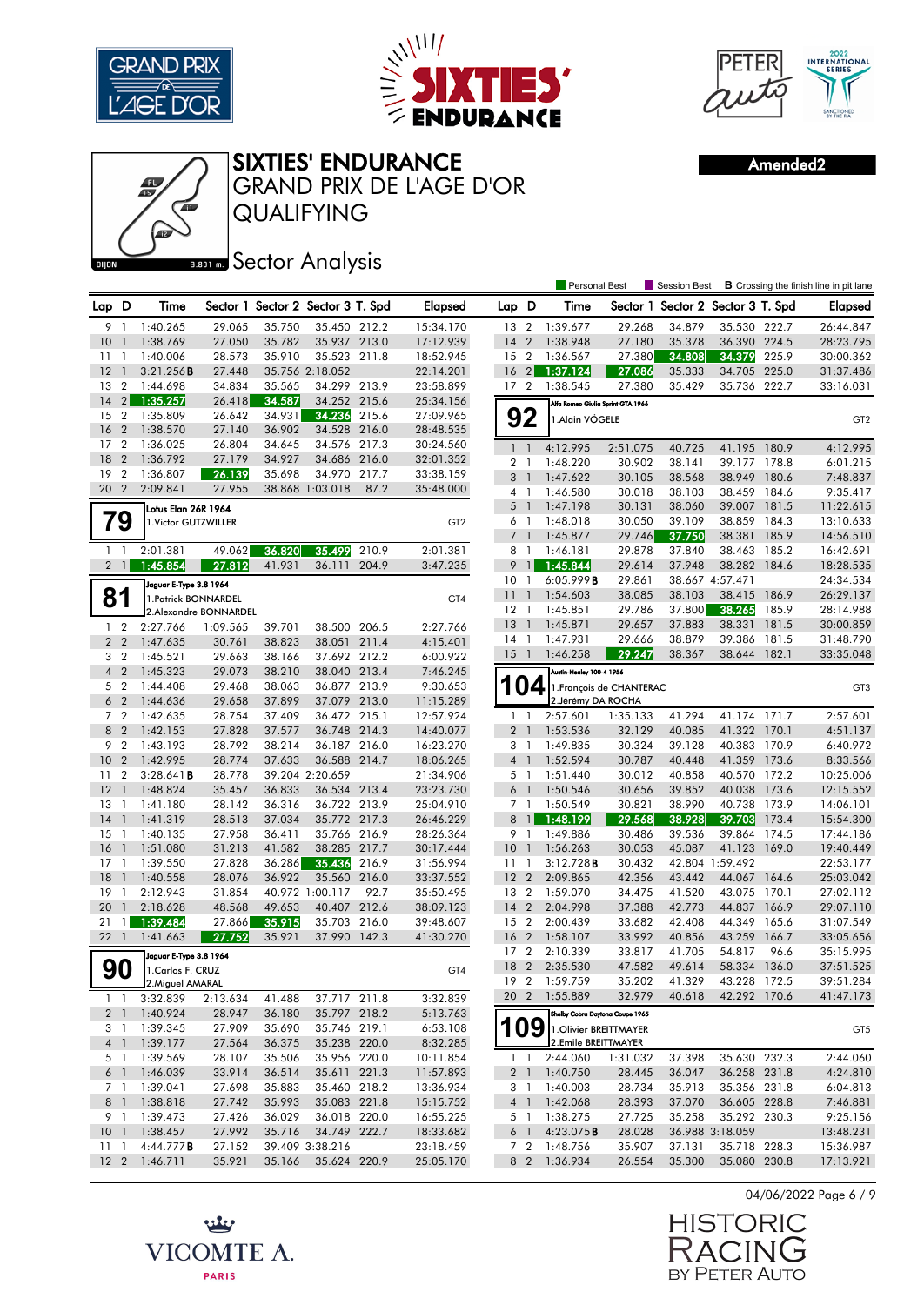# SIXTIES' ENDURANCE
## GRAND PRIX DE L'AGE D'OR
## QUALIFYING

DIJON 3.801 m.

## Sector Analysis

Amended2

Personal Best | Session Best | **B** Crossing the finish line in pit lane

| Lap | D | Time | Sector 1 | Sector 2 | Sector 3 | T. Spd | Elapsed |
|---|---|---|---|---|---|---|---|
| 9 | 1 | 1:40.265 | 29.065 | 35.750 | 35.450 | 212.2 | 15:34.170 |
| 10 | 1 | 1:38.769 | 27.050 | 35.782 | 35.937 | 213.0 | 17:12.939 |
| 11 | 1 | 1:40.006 | 28.573 | 35.910 | 35.523 | 211.8 | 18:52.945 |
| 12 | 1 | 3:21.256B | 27.448 | 35.756 | 2:18.052 | | 22:14.201 |
| 13 | 2 | 1:44.698 | 34.834 | 35.565 | 34.299 | 213.9 | 23:58.899 |
| 14 | 2 | 1:35.257 | 26.418 | 34.587 | 34.252 | 215.6 | 25:34.156 |
| 15 | 2 | 1:35.809 | 26.642 | 34.931 | 34.236 | 215.6 | 27:09.965 |
| 16 | 2 | 1:38.570 | 27.140 | 36.902 | 34.528 | 216.0 | 28:48.535 |
| 17 | 2 | 1:36.025 | 26.804 | 34.645 | 34.576 | 217.3 | 30:24.560 |
| 18 | 2 | 1:36.792 | 27.179 | 34.927 | 34.686 | 216.0 | 32:01.352 |
| 19 | 2 | 1:36.807 | 26.139 | 35.698 | 34.970 | 217.7 | 33:38.159 |
| 20 | 2 | 2:09.841 | 27.955 | 38.868 | 1:03.018 | 87.2 | 35:48.000 |

**79** — Lotus Elan 26R 1964 — GT2
1. Victor GUTZWILLER

| Lap | D | Time | Sector 1 | Sector 2 | Sector 3 | T. Spd | Elapsed |
|---|---|---|---|---|---|---|---|
| 1 | 1 | 2:01.381 | 49.062 | 36.820 | 35.499 | 210.9 | 2:01.381 |
| 2 | 1 | 1:45.854 | 27.812 | 41.931 | 36.111 | 204.9 | 3:47.235 |

**81** — Jaguar E-Type 3.8 1964 — GT4
1. Patrick BONNARDEL
2. Alexandre BONNARDEL

| Lap | D | Time | Sector 1 | Sector 2 | Sector 3 | T. Spd | Elapsed |
|---|---|---|---|---|---|---|---|
| 1 | 2 | 2:27.766 | 1:09.565 | 39.701 | 38.500 | 206.5 | 2:27.766 |
| 2 | 2 | 1:47.635 | 30.761 | 38.823 | 38.051 | 211.4 | 4:15.401 |
| 3 | 2 | 1:45.521 | 29.663 | 38.166 | 37.692 | 212.2 | 6:00.922 |
| 4 | 2 | 1:45.323 | 29.073 | 38.210 | 38.040 | 213.4 | 7:46.245 |
| 5 | 2 | 1:44.408 | 29.468 | 38.063 | 36.877 | 213.9 | 9:30.653 |
| 6 | 2 | 1:44.636 | 29.658 | 37.899 | 37.079 | 213.0 | 11:15.289 |
| 7 | 2 | 1:42.635 | 28.754 | 37.409 | 36.472 | 215.1 | 12:57.924 |
| 8 | 2 | 1:42.153 | 27.828 | 37.577 | 36.748 | 214.3 | 14:40.077 |
| 9 | 2 | 1:43.193 | 28.792 | 38.214 | 36.187 | 216.0 | 16:23.270 |
| 10 | 2 | 1:42.995 | 28.774 | 37.633 | 36.588 | 214.7 | 18:06.265 |
| 11 | 2 | 3:28.641B | 28.778 | 39.204 | 2:20.659 | | 21:34.906 |
| 12 | 1 | 1:48.824 | 35.457 | 36.833 | 36.534 | 213.4 | 23:23.730 |
| 13 | 1 | 1:41.180 | 28.142 | 36.316 | 36.722 | 213.9 | 25:04.910 |
| 14 | 1 | 1:41.319 | 28.513 | 37.034 | 35.772 | 217.3 | 26:46.229 |
| 15 | 1 | 1:40.135 | 27.958 | 36.411 | 35.766 | 216.9 | 28:26.364 |
| 16 | 1 | 1:51.080 | 31.213 | 41.582 | 38.285 | 217.7 | 30:17.444 |
| 17 | 1 | 1:39.550 | 27.828 | 36.286 | 35.436 | 216.9 | 31:56.994 |
| 18 | 1 | 1:40.558 | 28.076 | 36.922 | 35.560 | 216.0 | 33:37.552 |
| 19 | 1 | 2:12.943 | 31.854 | 40.972 | 1:00.117 | 92.7 | 35:50.495 |
| 20 | 1 | 2:18.628 | 48.568 | 49.653 | 40.407 | 212.6 | 38:09.123 |
| 21 | 1 | 1:39.484 | 27.866 | 35.915 | 35.703 | 216.0 | 39:48.607 |
| 22 | 1 | 1:41.663 | 27.752 | 35.921 | 37.990 | 142.3 | 41:30.270 |

**90** — Jaguar E-Type 3.8 1964 — GT4
1. Carlos F. CRUZ
2. Miguel AMARAL

| Lap | D | Time | Sector 1 | Sector 2 | Sector 3 | T. Spd | Elapsed |
|---|---|---|---|---|---|---|---|
| 1 | 1 | 3:32.839 | 2:13.634 | 41.488 | 37.717 | 211.8 | 3:32.839 |
| 2 | 1 | 1:40.924 | 28.947 | 36.180 | 35.797 | 218.2 | 5:13.763 |
| 3 | 1 | 1:39.345 | 27.909 | 35.690 | 35.746 | 219.1 | 6:53.108 |
| 4 | 1 | 1:39.177 | 27.564 | 36.375 | 35.238 | 220.0 | 8:32.285 |
| 5 | 1 | 1:39.569 | 28.107 | 35.506 | 35.956 | 220.0 | 10:11.854 |
| 6 | 1 | 1:46.039 | 33.914 | 36.514 | 35.611 | 221.3 | 11:57.893 |
| 7 | 1 | 1:39.041 | 27.698 | 35.883 | 35.460 | 218.2 | 13:36.934 |
| 8 | 1 | 1:38.818 | 27.742 | 35.993 | 35.083 | 221.8 | 15:15.752 |
| 9 | 1 | 1:39.473 | 27.426 | 36.029 | 36.018 | 220.0 | 16:55.225 |
| 10 | 1 | 1:38.457 | 27.992 | 35.716 | 34.749 | 222.7 | 18:33.682 |
| 11 | 1 | 4:44.777B | 27.152 | 39.409 | 3:38.216 | | 23:18.459 |
| 12 | 2 | 1:46.711 | 35.921 | 35.166 | 35.624 | 220.9 | 25:05.170 |
| 13 | 2 | 1:39.677 | 29.268 | 34.879 | 35.530 | 222.7 | 26:44.847 |
| 14 | 2 | 1:38.948 | 27.180 | 35.378 | 36.390 | 224.5 | 28:23.795 |
| 15 | 2 | 1:36.567 | 27.380 | 34.808 | 34.379 | 225.9 | 30:00.362 |
| 16 | 2 | 1:37.124 | 27.086 | 35.333 | 34.705 | 225.0 | 31:37.486 |
| 17 | 2 | 1:38.545 | 27.380 | 35.429 | 35.736 | 222.7 | 33:16.031 |

**92** — Alfa Romeo Giulia Sprint GTA 1966 — GT2
1. Alain VÖGELE

| Lap | D | Time | Sector 1 | Sector 2 | Sector 3 | T. Spd | Elapsed |
|---|---|---|---|---|---|---|---|
| 1 | 1 | 4:12.995 | 2:51.075 | 40.725 | 41.195 | 180.9 | 4:12.995 |
| 2 | 1 | 1:48.220 | 30.902 | 38.141 | 39.177 | 178.8 | 6:01.215 |
| 3 | 1 | 1:47.622 | 30.105 | 38.568 | 38.949 | 180.6 | 7:48.837 |
| 4 | 1 | 1:46.580 | 30.018 | 38.103 | 38.459 | 184.6 | 9:35.417 |
| 5 | 1 | 1:47.198 | 30.131 | 38.060 | 39.007 | 181.5 | 11:22.615 |
| 6 | 1 | 1:48.018 | 30.050 | 39.109 | 38.859 | 184.3 | 13:10.633 |
| 7 | 1 | 1:45.877 | 29.746 | 37.750 | 38.381 | 185.9 | 14:56.510 |
| 8 | 1 | 1:46.181 | 29.878 | 37.840 | 38.463 | 185.2 | 16:42.691 |
| 9 | 1 | 1:45.844 | 29.614 | 37.948 | 38.282 | 184.6 | 18:28.535 |
| 10 | 1 | 6:05.999B | 29.861 | 38.667 | 4:57.471 | | 24:34.534 |
| 11 | 1 | 1:54.603 | 38.085 | 38.103 | 38.415 | 186.9 | 26:29.137 |
| 12 | 1 | 1:45.851 | 29.786 | 37.800 | 38.265 | 185.9 | 28:14.988 |
| 13 | 1 | 1:45.871 | 29.657 | 37.883 | 38.331 | 181.5 | 30:00.859 |
| 14 | 1 | 1:47.931 | 29.666 | 38.879 | 39.386 | 181.5 | 31:48.790 |
| 15 | 1 | 1:46.258 | 29.247 | 38.367 | 38.644 | 182.1 | 33:35.048 |

**104** — Austin-Healey 100-4 1956 — GT3
1. François de CHANTERAC
2. Jérémy DA ROCHA

| Lap | D | Time | Sector 1 | Sector 2 | Sector 3 | T. Spd | Elapsed |
|---|---|---|---|---|---|---|---|
| 1 | 1 | 2:57.601 | 1:35.133 | 41.294 | 41.174 | 171.7 | 2:57.601 |
| 2 | 1 | 1:53.536 | 32.129 | 40.085 | 41.322 | 170.1 | 4:51.137 |
| 3 | 1 | 1:49.835 | 30.324 | 39.128 | 40.383 | 170.9 | 6:40.972 |
| 4 | 1 | 1:52.594 | 30.787 | 40.448 | 41.359 | 173.6 | 8:33.566 |
| 5 | 1 | 1:51.440 | 30.012 | 40.858 | 40.570 | 172.2 | 10:25.006 |
| 6 | 1 | 1:50.546 | 30.656 | 39.852 | 40.038 | 173.6 | 12:15.552 |
| 7 | 1 | 1:50.549 | 30.821 | 38.990 | 40.738 | 173.9 | 14:06.101 |
| 8 | 1 | 1:48.199 | 29.568 | 38.928 | 39.703 | 173.4 | 15:54.300 |
| 9 | 1 | 1:49.886 | 30.486 | 39.536 | 39.864 | 174.5 | 17:44.186 |
| 10 | 1 | 1:56.263 | 30.053 | 45.087 | 41.123 | 169.0 | 19:40.449 |
| 11 | 1 | 3:12.728B | 30.432 | 42.804 | 1:59.492 | | 22:53.177 |
| 12 | 2 | 2:09.865 | 42.356 | 43.442 | 44.067 | 164.6 | 25:03.042 |
| 13 | 2 | 1:59.070 | 34.475 | 41.520 | 43.075 | 170.1 | 27:02.112 |
| 14 | 2 | 2:04.998 | 37.388 | 42.773 | 44.837 | 166.9 | 29:07.110 |
| 15 | 2 | 2:00.439 | 33.682 | 42.408 | 44.349 | 165.6 | 31:07.549 |
| 16 | 2 | 1:58.107 | 33.992 | 40.856 | 43.259 | 166.7 | 33:05.656 |
| 17 | 2 | 2:10.339 | 33.817 | 41.705 | 54.817 | 96.6 | 35:15.995 |
| 18 | 2 | 2:35.530 | 47.582 | 49.614 | 58.334 | 136.0 | 37:51.525 |
| 19 | 2 | 1:59.759 | 35.202 | 41.329 | 43.228 | 172.5 | 39:51.284 |
| 20 | 2 | 1:55.889 | 32.979 | 40.618 | 42.292 | 170.6 | 41:47.173 |

**109** — Shelby Cobra Daytona Coupe 1965 — GT5
1. Olivier BREITTMAYER
2. Emile BREITTMAYER

| Lap | D | Time | Sector 1 | Sector 2 | Sector 3 | T. Spd | Elapsed |
|---|---|---|---|---|---|---|---|
| 1 | 1 | 2:44.060 | 1:31.032 | 37.398 | 35.630 | 232.3 | 2:44.060 |
| 2 | 1 | 1:40.750 | 28.445 | 36.047 | 36.258 | 231.8 | 4:24.810 |
| 3 | 1 | 1:40.003 | 28.734 | 35.913 | 35.356 | 231.8 | 6:04.813 |
| 4 | 1 | 1:42.068 | 28.393 | 37.070 | 36.605 | 228.8 | 7:46.881 |
| 5 | 1 | 1:38.275 | 27.725 | 35.258 | 35.292 | 230.3 | 9:25.156 |
| 6 | 1 | 4:23.075B | 28.028 | 36.988 | 3:18.059 | | 13:48.231 |
| 7 | 2 | 1:48.756 | 35.907 | 37.131 | 35.718 | 228.3 | 15:36.987 |
| 8 | 2 | 1:36.934 | 26.554 | 35.300 | 35.080 | 230.8 | 17:13.921 |

04/06/2022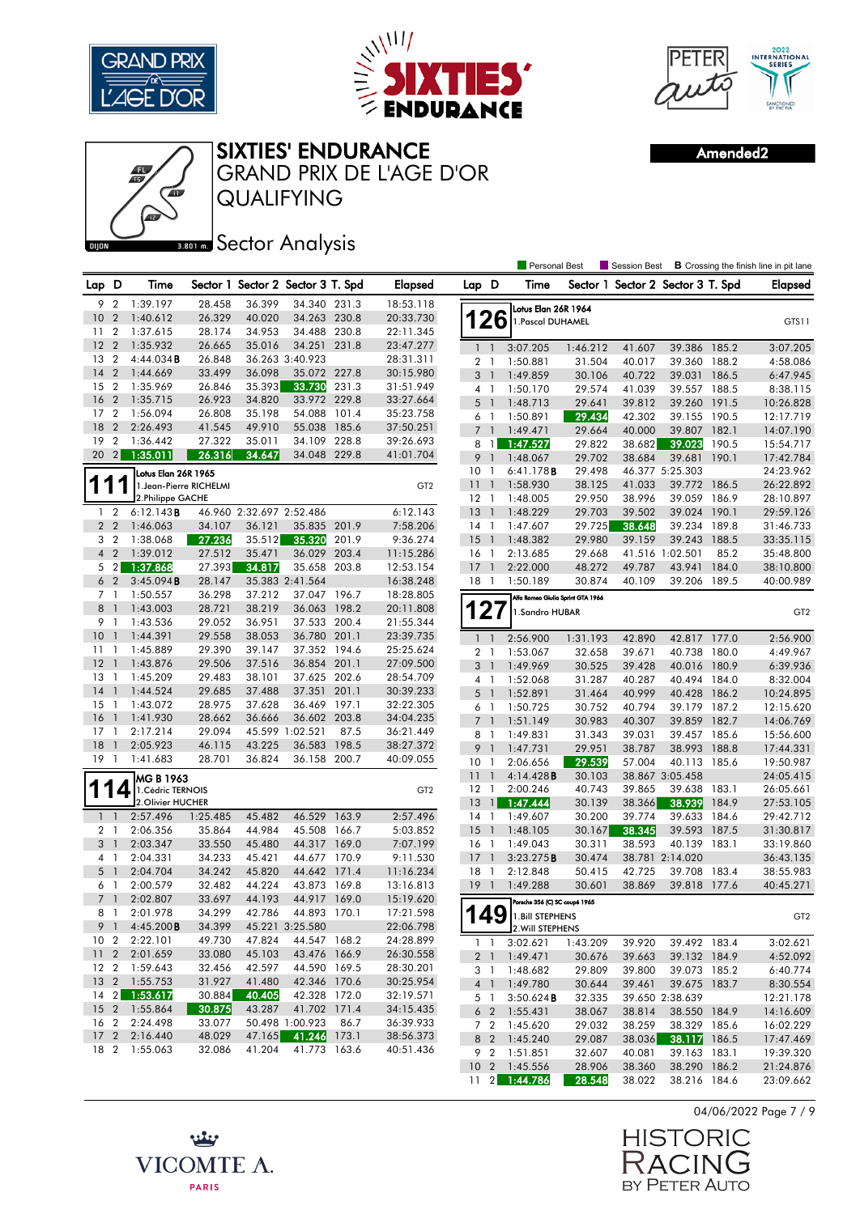# SIXTIES' ENDURANCE
## GRAND PRIX DE L'AGE D'OR
## QUALIFYING
### Sector Analysis

Amended2

Personal Best | Session Best | B Crossing the finish line in pit lane

| Lap | D | Time | Sector 1 | Sector 2 | Sector 3 | T. Spd | Elapsed |
|---|---|---|---|---|---|---|---|
| 9 | 2 | 1:39.197 | 28.458 | 36.399 | 34.340 | 231.3 | 18:53.118 |
| 10 | 2 | 1:40.612 | 26.329 | 40.020 | 34.263 | 230.8 | 20:33.730 |
| 11 | 2 | 1:37.615 | 28.174 | 34.953 | 34.488 | 230.8 | 22:11.345 |
| 12 | 2 | 1:35.932 | 26.665 | 35.016 | 34.251 | 231.8 | 23:47.277 |
| 13 | 2 | 4:44.034B | 26.848 | 36.263 | 3:40.923 | | 28:31.311 |
| 14 | 2 | 1:44.669 | 33.499 | 36.098 | 35.072 | 227.8 | 30:15.980 |
| 15 | 2 | 1:35.969 | 26.846 | 35.393 | 33.730 | 231.3 | 31:51.949 |
| 16 | 2 | 1:35.715 | 26.923 | 34.820 | 33.972 | 229.8 | 33:27.664 |
| 17 | 2 | 1:56.094 | 26.808 | 35.198 | 54.088 | 101.4 | 35:23.758 |
| 18 | 2 | 2:26.493 | 41.545 | 49.910 | 55.038 | 185.6 | 37:50.251 |
| 19 | 2 | 1:36.442 | 27.322 | 35.011 | 34.109 | 228.8 | 39:26.693 |
| 20 | 2 | 1:35.011 | 26.316 | 34.647 | 34.048 | 229.8 | 41:01.704 |

**111** Lotus Elan 26R 1965 — 1.Jean-Pierre RICHELMI, 2.Philippe GACHE — GT2

| Lap | D | Time | Sector 1 | Sector 2 | Sector 3 | T. Spd | Elapsed |
|---|---|---|---|---|---|---|---|
| 1 | 2 | 6:12.143B | 46.960 | 2:32.697 | 2:52.486 | | 6:12.143 |
| 2 | 2 | 1:46.063 | 34.107 | 36.121 | 35.835 | 201.9 | 7:58.206 |
| 3 | 2 | 1:38.068 | 27.236 | 35.512 | 35.320 | 201.9 | 9:36.274 |
| 4 | 2 | 1:39.012 | 27.512 | 35.471 | 36.029 | 203.4 | 11:15.286 |
| 5 | 2 | 1:37.868 | 27.393 | 34.817 | 35.658 | 203.8 | 12:53.154 |
| 6 | 2 | 3:45.094B | 28.147 | 35.383 | 2:41.564 | | 16:38.248 |
| 7 | 1 | 1:50.557 | 36.298 | 37.212 | 37.047 | 196.7 | 18:28.805 |
| 8 | 1 | 1:43.003 | 28.721 | 38.219 | 36.063 | 198.2 | 20:11.808 |
| 9 | 1 | 1:43.536 | 29.052 | 36.951 | 37.533 | 200.4 | 21:55.344 |
| 10 | 1 | 1:44.391 | 29.558 | 38.053 | 36.780 | 201.1 | 23:39.735 |
| 11 | 1 | 1:45.889 | 29.390 | 39.147 | 37.352 | 194.6 | 25:25.624 |
| 12 | 1 | 1:43.876 | 29.506 | 37.516 | 36.854 | 201.1 | 27:09.500 |
| 13 | 1 | 1:45.209 | 29.483 | 38.101 | 37.625 | 202.6 | 28:54.709 |
| 14 | 1 | 1:44.524 | 29.685 | 37.488 | 37.351 | 201.1 | 30:39.233 |
| 15 | 1 | 1:43.072 | 28.975 | 37.628 | 36.469 | 197.1 | 32:22.305 |
| 16 | 1 | 1:41.930 | 28.662 | 36.666 | 36.602 | 203.8 | 34:04.235 |
| 17 | 1 | 2:17.214 | 29.094 | 45.599 | 1:02.521 | 87.5 | 36:21.449 |
| 18 | 1 | 2:05.923 | 46.115 | 43.225 | 36.583 | 198.5 | 38:27.372 |
| 19 | 1 | 1:41.683 | 28.701 | 36.824 | 36.158 | 200.7 | 40:09.055 |

**114** MG B 1963 — 1.Cédric TERNOIS, 2.Olivier HUCHER — GT2

| Lap | D | Time | Sector 1 | Sector 2 | Sector 3 | T. Spd | Elapsed |
|---|---|---|---|---|---|---|---|
| 1 | 1 | 2:57.496 | 1:25.485 | 45.482 | 46.529 | 163.9 | 2:57.496 |
| 2 | 1 | 2:06.356 | 35.864 | 44.984 | 45.508 | 166.7 | 5:03.852 |
| 3 | 1 | 2:03.347 | 33.550 | 45.480 | 44.317 | 169.0 | 7:07.199 |
| 4 | 1 | 2:04.331 | 34.233 | 45.421 | 44.677 | 170.9 | 9:11.530 |
| 5 | 1 | 2:04.704 | 34.242 | 45.820 | 44.642 | 171.4 | 11:16.234 |
| 6 | 1 | 2:00.579 | 32.482 | 44.224 | 43.873 | 169.8 | 13:16.813 |
| 7 | 1 | 2:02.807 | 33.697 | 44.193 | 44.917 | 169.0 | 15:19.620 |
| 8 | 1 | 2:01.978 | 34.299 | 42.786 | 44.893 | 170.1 | 17:21.598 |
| 9 | 1 | 4:45.200B | 34.399 | 45.221 | 3:25.580 | | 22:06.798 |
| 10 | 2 | 2:22.101 | 49.730 | 47.824 | 44.547 | 168.2 | 24:28.899 |
| 11 | 2 | 2:01.659 | 33.080 | 45.103 | 43.476 | 166.9 | 26:30.558 |
| 12 | 2 | 1:59.643 | 32.456 | 42.597 | 44.590 | 169.5 | 28:30.201 |
| 13 | 2 | 1:55.753 | 31.927 | 41.480 | 42.346 | 170.6 | 30:25.954 |
| 14 | 2 | 1:53.617 | 30.884 | 40.405 | 42.328 | 172.0 | 32:19.571 |
| 15 | 2 | 1:55.864 | 30.875 | 43.287 | 41.702 | 171.4 | 34:15.435 |
| 16 | 2 | 2:24.498 | 33.077 | 50.498 | 1:00.923 | 86.7 | 36:39.933 |
| 17 | 2 | 2:16.440 | 48.029 | 47.165 | 41.246 | 173.1 | 38:56.373 |
| 18 | 2 | 1:55.063 | 32.086 | 41.204 | 41.773 | 163.6 | 40:51.436 |

**126** Lotus Elan 26R 1964 — 1.Pascal DUHAMEL — GTS11

| Lap | D | Time | Sector 1 | Sector 2 | Sector 3 | T. Spd | Elapsed |
|---|---|---|---|---|---|---|---|
| 1 | 1 | 3:07.205 | 1:46.212 | 41.607 | 39.386 | 185.2 | 3:07.205 |
| 2 | 1 | 1:50.881 | 31.504 | 40.017 | 39.360 | 188.2 | 4:58.086 |
| 3 | 1 | 1:49.859 | 30.106 | 40.722 | 39.031 | 186.5 | 6:47.945 |
| 4 | 1 | 1:50.170 | 29.574 | 41.039 | 39.557 | 188.5 | 8:38.115 |
| 5 | 1 | 1:48.713 | 29.641 | 39.812 | 39.260 | 191.5 | 10:26.828 |
| 6 | 1 | 1:50.891 | 29.434 | 42.302 | 39.155 | 190.5 | 12:17.719 |
| 7 | 1 | 1:49.471 | 29.664 | 40.000 | 39.807 | 182.1 | 14:07.190 |
| 8 | 1 | 1:47.527 | 29.822 | 38.682 | 39.023 | 190.5 | 15:54.717 |
| 9 | 1 | 1:48.067 | 29.702 | 38.684 | 39.681 | 190.1 | 17:42.784 |
| 10 | 1 | 6:41.178B | 29.498 | 46.377 | 5:25.303 | | 24:23.962 |
| 11 | 1 | 1:58.930 | 38.125 | 41.033 | 39.772 | 186.5 | 26:22.892 |
| 12 | 1 | 1:48.005 | 29.950 | 38.996 | 39.059 | 186.9 | 28:10.897 |
| 13 | 1 | 1:48.229 | 29.703 | 39.502 | 39.024 | 190.1 | 29:59.126 |
| 14 | 1 | 1:47.607 | 29.725 | 38.648 | 39.234 | 189.8 | 31:46.733 |
| 15 | 1 | 1:48.382 | 29.980 | 39.159 | 39.243 | 188.5 | 33:35.115 |
| 16 | 1 | 2:13.685 | 29.668 | 41.516 | 1:02.501 | 85.2 | 35:48.800 |
| 17 | 1 | 2:22.000 | 48.272 | 49.787 | 43.941 | 184.0 | 38:10.800 |
| 18 | 1 | 1:50.189 | 30.874 | 40.109 | 39.206 | 189.5 | 40:00.989 |

**127** Alfa Romeo Giulia Sprint GTA 1966 — 1.Sandro HUBAR — GT2

| Lap | D | Time | Sector 1 | Sector 2 | Sector 3 | T. Spd | Elapsed |
|---|---|---|---|---|---|---|---|
| 1 | 1 | 2:56.900 | 1:31.193 | 42.890 | 42.817 | 177.0 | 2:56.900 |
| 2 | 1 | 1:53.067 | 32.658 | 39.671 | 40.738 | 180.0 | 4:49.967 |
| 3 | 1 | 1:49.969 | 30.525 | 39.428 | 40.016 | 180.9 | 6:39.936 |
| 4 | 1 | 1:52.068 | 31.287 | 40.287 | 40.494 | 184.0 | 8:32.004 |
| 5 | 1 | 1:52.891 | 31.464 | 40.999 | 40.428 | 186.2 | 10:24.895 |
| 6 | 1 | 1:50.725 | 30.752 | 40.794 | 39.179 | 187.2 | 12:15.620 |
| 7 | 1 | 1:51.149 | 30.983 | 40.307 | 39.859 | 182.7 | 14:06.769 |
| 8 | 1 | 1:49.831 | 31.343 | 39.031 | 39.457 | 185.6 | 15:56.600 |
| 9 | 1 | 1:47.731 | 29.951 | 38.787 | 38.993 | 188.8 | 17:44.331 |
| 10 | 1 | 2:06.656 | 29.539 | 57.004 | 40.113 | 185.6 | 19:50.987 |
| 11 | 1 | 4:14.428B | 30.103 | 38.867 | 3:05.458 | | 24:05.415 |
| 12 | 1 | 2:00.246 | 40.743 | 39.865 | 39.638 | 183.1 | 26:05.661 |
| 13 | 1 | 1:47.444 | 30.139 | 38.366 | 38.939 | 184.9 | 27:53.105 |
| 14 | 1 | 1:49.607 | 30.200 | 39.774 | 39.633 | 184.6 | 29:42.712 |
| 15 | 1 | 1:48.105 | 30.167 | 38.345 | 39.593 | 187.5 | 31:30.817 |
| 16 | 1 | 1:49.043 | 30.311 | 38.593 | 40.139 | 183.1 | 33:19.860 |
| 17 | 1 | 3:23.275B | 30.474 | 38.781 | 2:14.020 | | 36:43.135 |
| 18 | 1 | 2:12.848 | 50.415 | 42.725 | 39.708 | 183.4 | 38:55.983 |
| 19 | 1 | 1:49.288 | 30.601 | 38.869 | 39.818 | 177.6 | 40:45.271 |

**149** Porsche 356 (C) SC coupé 1965 — 1.Bill STEPHENS, 2.Will STEPHENS — GT2

| Lap | D | Time | Sector 1 | Sector 2 | Sector 3 | T. Spd | Elapsed |
|---|---|---|---|---|---|---|---|
| 1 | 1 | 3:02.621 | 1:43.209 | 39.920 | 39.492 | 183.4 | 3:02.621 |
| 2 | 1 | 1:49.471 | 30.676 | 39.663 | 39.132 | 184.9 | 4:52.092 |
| 3 | 1 | 1:48.682 | 29.809 | 39.800 | 39.073 | 185.2 | 6:40.774 |
| 4 | 1 | 1:49.780 | 30.644 | 39.461 | 39.675 | 183.7 | 8:30.554 |
| 5 | 1 | 3:50.624B | 32.335 | 39.650 | 2:38.639 | | 12:21.178 |
| 6 | 2 | 1:55.431 | 38.067 | 38.814 | 38.550 | 184.9 | 14:16.609 |
| 7 | 2 | 1:45.620 | 29.032 | 38.259 | 38.329 | 185.6 | 16:02.229 |
| 8 | 2 | 1:45.240 | 29.087 | 38.036 | 38.117 | 186.5 | 17:47.469 |
| 9 | 2 | 1:51.851 | 32.607 | 40.081 | 39.163 | 183.1 | 19:39.320 |
| 10 | 2 | 1:45.556 | 28.906 | 38.360 | 38.290 | 186.2 | 21:24.876 |
| 11 | 2 | 1:44.786 | 28.548 | 38.022 | 38.216 | 184.6 | 23:09.662 |

04/06/2022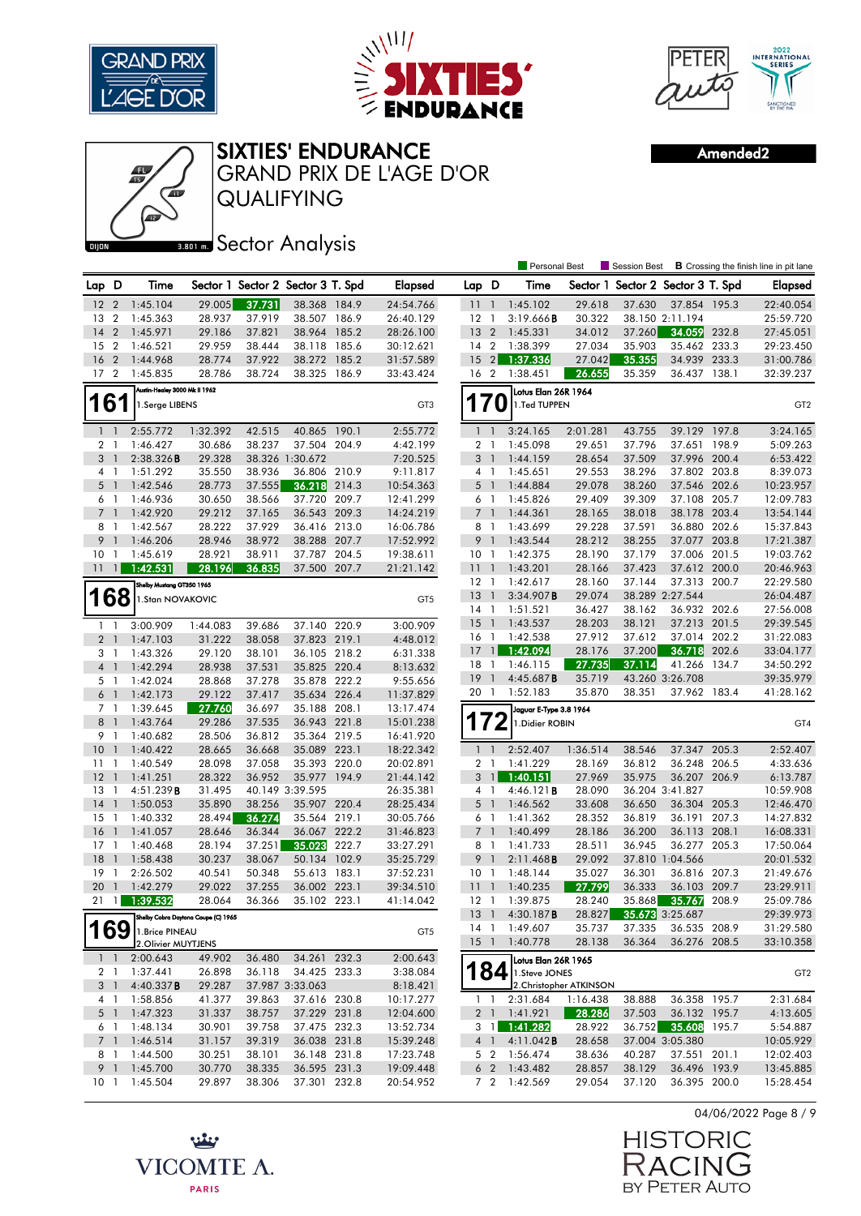# SIXTIES' ENDURANCE
## GRAND PRIX DE L'AGE D'OR
## QUALIFYING

Amended2

DIJON 3.801 m.

### Sector Analysis

Personal Best | Session Best | B Crossing the finish line in pit lane

| Lap | D | Time | Sector 1 | Sector 2 | Sector 3 | T. Spd | Elapsed |
|---|---|---|---|---|---|---|---|
| 12 | 2 | 1:45.104 | 29.005 | 37.731 | 38.368 | 184.9 | 24:54.766 |
| 13 | 2 | 1:45.363 | 28.937 | 37.919 | 38.507 | 186.9 | 26:40.129 |
| 14 | 2 | 1:45.971 | 29.186 | 37.821 | 38.964 | 185.2 | 28:26.100 |
| 15 | 2 | 1:46.521 | 29.959 | 38.444 | 38.118 | 185.6 | 30:12.621 |
| 16 | 2 | 1:44.968 | 28.774 | 37.922 | 38.272 | 185.2 | 31:57.589 |
| 17 | 2 | 1:45.835 | 28.786 | 38.724 | 38.325 | 186.9 | 33:43.424 |

**161** — Austin-Healey 3000 Mk II 1962 — 1.Serge LIBENS — GT3

| Lap | D | Time | Sector 1 | Sector 2 | Sector 3 | T. Spd | Elapsed |
|---|---|---|---|---|---|---|---|
| 1 | 1 | 2:55.772 | 1:32.392 | 42.515 | 40.865 | 190.1 | 2:55.772 |
| 2 | 1 | 1:46.427 | 30.686 | 38.237 | 37.504 | 204.9 | 4:42.199 |
| 3 | 1 | 2:38.326B | 29.328 | 38.326 | 1:30.672 | | 7:20.525 |
| 4 | 1 | 1:51.292 | 35.550 | 38.936 | 36.806 | 210.9 | 9:11.817 |
| 5 | 1 | 1:42.546 | 28.773 | 37.555 | 36.218 | 214.3 | 10:54.363 |
| 6 | 1 | 1:46.936 | 30.650 | 38.566 | 37.720 | 209.7 | 12:41.299 |
| 7 | 1 | 1:42.920 | 29.212 | 37.165 | 36.543 | 209.3 | 14:24.219 |
| 8 | 1 | 1:42.567 | 28.222 | 37.929 | 36.416 | 213.0 | 16:06.786 |
| 9 | 1 | 1:46.206 | 28.946 | 38.972 | 38.288 | 207.7 | 17:52.992 |
| 10 | 1 | 1:45.619 | 28.921 | 38.911 | 37.787 | 204.5 | 19:38.611 |
| 11 | 1 | 1:42.531 | 28.196 | 36.835 | 37.500 | 207.7 | 21:21.142 |

**168** — Shelby Mustang GT350 1965 — 1.Stan NOVAKOVIC — GT5

| Lap | D | Time | Sector 1 | Sector 2 | Sector 3 | T. Spd | Elapsed |
|---|---|---|---|---|---|---|---|
| 1 | 1 | 3:00.909 | 1:44.083 | 39.686 | 37.140 | 220.9 | 3:00.909 |
| 2 | 1 | 1:47.103 | 31.222 | 38.058 | 37.823 | 219.1 | 4:48.012 |
| 3 | 1 | 1:43.326 | 29.120 | 38.101 | 36.105 | 218.2 | 6:31.338 |
| 4 | 1 | 1:42.294 | 28.938 | 37.531 | 35.825 | 220.4 | 8:13.632 |
| 5 | 1 | 1:42.024 | 28.868 | 37.278 | 35.878 | 222.2 | 9:55.656 |
| 6 | 1 | 1:42.173 | 29.122 | 37.417 | 35.634 | 226.4 | 11:37.829 |
| 7 | 1 | 1:39.645 | 27.760 | 36.697 | 35.188 | 208.1 | 13:17.474 |
| 8 | 1 | 1:43.764 | 29.286 | 37.535 | 36.943 | 221.8 | 15:01.238 |
| 9 | 1 | 1:40.682 | 28.506 | 36.812 | 35.364 | 219.5 | 16:41.920 |
| 10 | 1 | 1:40.422 | 28.665 | 36.668 | 35.089 | 223.1 | 18:22.342 |
| 11 | 1 | 1:40.549 | 28.098 | 37.058 | 35.393 | 220.0 | 20:02.891 |
| 12 | 1 | 1:41.251 | 28.322 | 36.952 | 35.977 | 194.9 | 21:44.142 |
| 13 | 1 | 4:51.239B | 31.495 | 40.149 | 3:39.595 | | 26:35.381 |
| 14 | 1 | 1:50.053 | 35.890 | 38.256 | 35.907 | 220.4 | 28:25.434 |
| 15 | 1 | 1:40.332 | 28.494 | 36.274 | 35.564 | 219.1 | 30:05.766 |
| 16 | 1 | 1:41.057 | 28.646 | 36.344 | 36.067 | 222.2 | 31:46.823 |
| 17 | 1 | 1:40.468 | 28.194 | 37.251 | 35.023 | 222.7 | 33:27.291 |
| 18 | 1 | 1:58.438 | 30.237 | 38.067 | 50.134 | 102.9 | 35:25.729 |
| 19 | 1 | 2:26.502 | 40.541 | 50.348 | 55.613 | 183.1 | 37:52.231 |
| 20 | 1 | 1:42.279 | 29.022 | 37.255 | 36.002 | 223.1 | 39:34.510 |
| 21 | 1 | 1:39.532 | 28.064 | 36.366 | 35.102 | 223.1 | 41:14.042 |

**169** — Shelby Cobra Daytona Coupe (C) 1965 — 1.Brice PINEAU, 2.Olivier MUYTJENS — GT5

| Lap | D | Time | Sector 1 | Sector 2 | Sector 3 | T. Spd | Elapsed |
|---|---|---|---|---|---|---|---|
| 1 | 1 | 2:00.643 | 49.902 | 36.480 | 34.261 | 232.3 | 2:00.643 |
| 2 | 1 | 1:37.441 | 26.898 | 36.118 | 34.425 | 233.3 | 3:38.084 |
| 3 | 1 | 4:40.337B | 29.287 | 37.987 | 3:33.063 | | 8:18.421 |
| 4 | 1 | 1:58.856 | 41.377 | 39.863 | 37.616 | 230.8 | 10:17.277 |
| 5 | 1 | 1:47.323 | 31.337 | 38.757 | 37.229 | 231.8 | 12:04.600 |
| 6 | 1 | 1:48.134 | 30.901 | 39.758 | 37.475 | 232.3 | 13:52.734 |
| 7 | 1 | 1:46.514 | 31.157 | 39.319 | 36.038 | 231.8 | 15:39.248 |
| 8 | 1 | 1:44.500 | 30.251 | 38.101 | 36.148 | 231.8 | 17:23.748 |
| 9 | 1 | 1:45.700 | 30.770 | 38.335 | 36.595 | 231.3 | 19:09.448 |
| 10 | 1 | 1:45.504 | 29.897 | 38.306 | 37.301 | 232.8 | 20:54.952 |

| Lap | D | Time | Sector 1 | Sector 2 | Sector 3 | T. Spd | Elapsed |
|---|---|---|---|---|---|---|---|
| 11 | 1 | 1:45.102 | 29.618 | 37.630 | 37.854 | 195.3 | 22:40.054 |
| 12 | 1 | 3:19.666B | 30.322 | 38.150 | 2:11.194 | | 25:59.720 |
| 13 | 2 | 1:45.331 | 34.012 | 37.260 | 34.059 | 232.8 | 27:45.051 |
| 14 | 2 | 1:38.399 | 27.034 | 35.903 | 35.462 | 233.3 | 29:23.450 |
| 15 | 2 | 1:37.336 | 27.042 | 35.355 | 34.939 | 233.3 | 31:00.786 |
| 16 | 2 | 1:38.451 | 26.655 | 35.359 | 36.437 | 138.1 | 32:39.237 |

**170** — Lotus Elan 26R 1964 — 1.Ted TUPPEN — GT2

| Lap | D | Time | Sector 1 | Sector 2 | Sector 3 | T. Spd | Elapsed |
|---|---|---|---|---|---|---|---|
| 1 | 1 | 3:24.165 | 2:01.281 | 43.755 | 39.129 | 197.8 | 3:24.165 |
| 2 | 1 | 1:45.098 | 29.651 | 37.796 | 37.651 | 198.9 | 5:09.263 |
| 3 | 1 | 1:44.159 | 28.654 | 37.509 | 37.996 | 200.4 | 6:53.422 |
| 4 | 1 | 1:45.651 | 29.553 | 38.296 | 37.802 | 203.8 | 8:39.073 |
| 5 | 1 | 1:44.884 | 29.078 | 38.260 | 37.546 | 202.6 | 10:23.957 |
| 6 | 1 | 1:45.826 | 29.409 | 39.309 | 37.108 | 205.7 | 12:09.783 |
| 7 | 1 | 1:44.361 | 28.165 | 38.018 | 38.178 | 203.4 | 13:54.144 |
| 8 | 1 | 1:43.699 | 29.228 | 37.591 | 36.880 | 202.6 | 15:37.843 |
| 9 | 1 | 1:43.544 | 28.212 | 38.255 | 37.077 | 203.8 | 17:21.387 |
| 10 | 1 | 1:42.375 | 28.190 | 37.179 | 37.006 | 201.5 | 19:03.762 |
| 11 | 1 | 1:43.201 | 28.166 | 37.423 | 37.612 | 200.0 | 20:46.963 |
| 12 | 1 | 1:42.617 | 28.160 | 37.144 | 37.313 | 200.7 | 22:29.580 |
| 13 | 1 | 3:34.907B | 29.074 | 38.289 | 2:27.544 | | 26:04.487 |
| 14 | 1 | 1:51.521 | 36.427 | 38.162 | 36.932 | 202.6 | 27:56.008 |
| 15 | 1 | 1:43.537 | 28.203 | 38.121 | 37.213 | 201.5 | 29:39.545 |
| 16 | 1 | 1:42.538 | 27.912 | 37.612 | 37.014 | 202.2 | 31:22.083 |
| 17 | 1 | 1:42.094 | 28.176 | 37.200 | 36.718 | 202.6 | 33:04.177 |
| 18 | 1 | 1:46.115 | 27.735 | 37.114 | 41.266 | 134.7 | 34:50.292 |
| 19 | 1 | 4:45.687B | 35.719 | 43.260 | 3:26.708 | | 39:35.979 |
| 20 | 1 | 1:52.183 | 35.870 | 38.351 | 37.962 | 183.4 | 41:28.162 |

**172** — Jaguar E-Type 3.8 1964 — 1.Didier ROBIN — GT4

| Lap | D | Time | Sector 1 | Sector 2 | Sector 3 | T. Spd | Elapsed |
|---|---|---|---|---|---|---|---|
| 1 | 1 | 2:52.407 | 1:36.514 | 38.546 | 37.347 | 205.3 | 2:52.407 |
| 2 | 1 | 1:41.229 | 28.169 | 36.812 | 36.248 | 206.5 | 4:33.636 |
| 3 | 1 | 1:40.151 | 27.969 | 35.975 | 36.207 | 206.9 | 6:13.787 |
| 4 | 1 | 4:46.121B | 28.090 | 36.204 | 3:41.827 | | 10:59.908 |
| 5 | 1 | 1:46.562 | 33.608 | 36.650 | 36.304 | 205.3 | 12:46.470 |
| 6 | 1 | 1:41.362 | 28.352 | 36.819 | 36.191 | 207.3 | 14:27.832 |
| 7 | 1 | 1:40.499 | 28.186 | 36.200 | 36.113 | 208.1 | 16:08.331 |
| 8 | 1 | 1:41.733 | 28.511 | 36.945 | 36.277 | 205.3 | 17:50.064 |
| 9 | 1 | 2:11.468B | 29.092 | 37.810 | 1:04.566 | | 20:01.532 |
| 10 | 1 | 1:48.144 | 35.027 | 36.301 | 36.816 | 207.3 | 21:49.676 |
| 11 | 1 | 1:40.235 | 27.799 | 36.333 | 36.103 | 209.7 | 23:29.911 |
| 12 | 1 | 1:39.875 | 28.240 | 35.868 | 35.767 | 208.9 | 25:09.786 |
| 13 | 1 | 4:30.187B | 28.827 | 35.673 | 3:25.687 | | 29:39.973 |
| 14 | 1 | 1:49.607 | 35.737 | 37.335 | 36.535 | 208.9 | 31:29.580 |
| 15 | 1 | 1:40.778 | 28.138 | 36.364 | 36.276 | 208.5 | 33:10.358 |

**184** — Lotus Elan 26R 1965 — 1.Steve JONES, 2.Christopher ATKINSON — GT2

| Lap | D | Time | Sector 1 | Sector 2 | Sector 3 | T. Spd | Elapsed |
|---|---|---|---|---|---|---|---|
| 1 | 1 | 2:31.684 | 1:16.438 | 38.888 | 36.358 | 195.7 | 2:31.684 |
| 2 | 1 | 1:41.921 | 28.286 | 37.503 | 36.132 | 195.7 | 4:13.605 |
| 3 | 1 | 1:41.282 | 28.922 | 36.752 | 35.608 | 195.7 | 5:54.887 |
| 4 | 1 | 4:11.042B | 28.658 | 37.004 | 3:05.380 | | 10:05.929 |
| 5 | 2 | 1:56.474 | 38.636 | 40.287 | 37.551 | 201.1 | 12:02.403 |
| 6 | 2 | 1:43.482 | 28.857 | 38.129 | 36.496 | 193.9 | 13:45.885 |
| 7 | 2 | 1:42.569 | 29.054 | 37.120 | 36.395 | 200.0 | 15:28.454 |

04/06/2022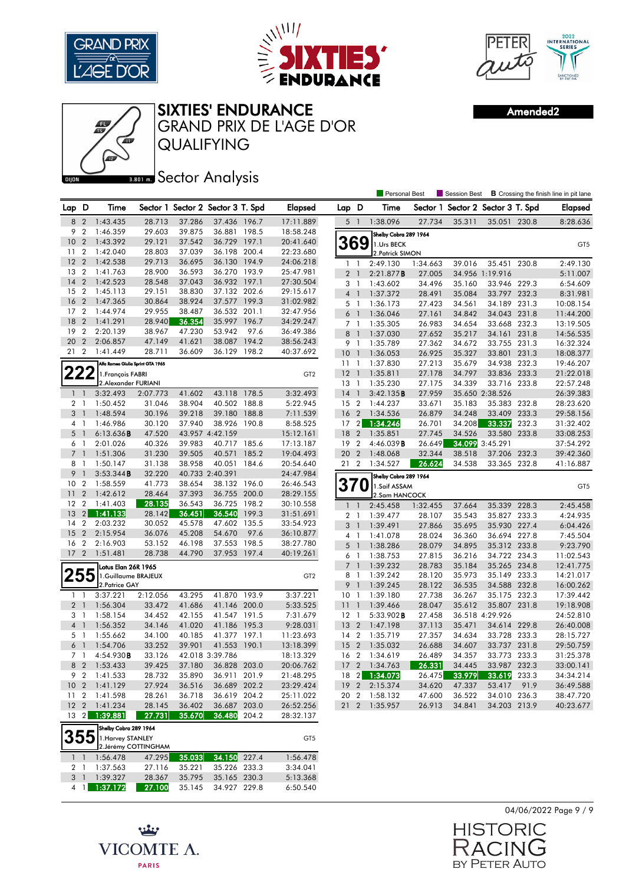# SIXTIES' ENDURANCE

## GRAND PRIX DE L'AGE D'OR

## QUALIFYING

## Sector Analysis

Amended2

Personal Best | Session Best | **B** Crossing the finish line in pit lane

| Lap | D | Time | Sector 1 | Sector 2 | Sector 3 | T. Spd | Elapsed |
|---|---|---|---|---|---|---|---|
| 8 | 2 | 1:43.435 | 28.713 | 37.286 | 37.436 | 196.7 | 17:11.889 |
| 9 | 2 | 1:46.359 | 29.603 | 39.875 | 36.881 | 198.5 | 18:58.248 |
| 10 | 2 | 1:43.392 | 29.121 | 37.542 | 36.729 | 197.1 | 20:41.640 |
| 11 | 2 | 1:42.040 | 28.803 | 37.039 | 36.198 | 200.4 | 22:23.680 |
| 12 | 2 | 1:42.538 | 29.713 | 36.695 | 36.130 | 194.9 | 24:06.218 |
| 13 | 2 | 1:41.763 | 28.900 | 36.593 | 36.270 | 193.9 | 25:47.981 |
| 14 | 2 | 1:42.523 | 28.548 | 37.043 | 36.932 | 197.1 | 27:30.504 |
| 15 | 2 | 1:45.113 | 29.151 | 38.830 | 37.132 | 202.6 | 29:15.617 |
| 16 | 2 | 1:47.365 | 30.864 | 38.924 | 37.577 | 199.3 | 31:02.982 |
| 17 | 2 | 1:44.974 | 29.955 | 38.487 | 36.532 | 201.1 | 32:47.956 |
| 18 | 2 | 1:41.291 | 28.940 | 36.354 | 35.997 | 196.7 | 34:29.247 |
| 19 | 2 | 2:20.139 | 38.967 | 47.230 | 53.942 | 97.6 | 36:49.386 |
| 20 | 2 | 2:06.857 | 47.149 | 41.621 | 38.087 | 194.2 | 38:56.243 |
| 21 | 2 | 1:41.449 | 28.711 | 36.609 | 36.129 | 198.2 | 40:37.692 |

### 222 — Alfa Romeo Giulia Sprint GTA 1965 — GT2
1. François FABRI
2. Alexander FURIANI

| Lap | D | Time | Sector 1 | Sector 2 | Sector 3 | T. Spd | Elapsed |
|---|---|---|---|---|---|---|---|
| 1 | 1 | 3:32.493 | 2:07.773 | 41.602 | 43.118 | 178.5 | 3:32.493 |
| 2 | 1 | 1:50.452 | 31.046 | 38.904 | 40.502 | 188.8 | 5:22.945 |
| 3 | 1 | 1:48.594 | 30.196 | 39.218 | 39.180 | 188.8 | 7:11.539 |
| 4 | 1 | 1:46.986 | 30.120 | 37.940 | 38.926 | 190.8 | 8:58.525 |
| 5 | 1 | 6:13.636**B** | 47.520 | 43.957 | 4:42.159 | | 15:12.161 |
| 6 | 1 | 2:01.026 | 40.326 | 39.983 | 40.717 | 185.6 | 17:13.187 |
| 7 | 1 | 1:51.306 | 31.230 | 39.505 | 40.571 | 185.2 | 19:04.493 |
| 8 | 1 | 1:50.147 | 31.138 | 38.958 | 40.051 | 184.6 | 20:54.640 |
| 9 | 1 | 3:53.344**B** | 32.220 | 40.733 | 2:40.391 | | 24:47.984 |
| 10 | 2 | 1:58.559 | 41.773 | 38.654 | 38.132 | 196.0 | 26:46.543 |
| 11 | 2 | 1:42.612 | 28.464 | 37.393 | 36.755 | 200.0 | 28:29.155 |
| 12 | 2 | 1:41.403 | 28.135 | 36.543 | 36.725 | 198.2 | 30:10.558 |
| 13 | 2 | 1:41.133 | 28.142 | 36.451 | 36.540 | 199.3 | 31:51.691 |
| 14 | 2 | 2:03.232 | 30.052 | 45.578 | 47.602 | 135.5 | 33:54.923 |
| 15 | 2 | 2:15.954 | 36.076 | 45.208 | 54.670 | 97.6 | 36:10.877 |
| 16 | 2 | 2:16.903 | 53.152 | 46.198 | 37.553 | 198.5 | 38:27.780 |
| 17 | 2 | 1:51.481 | 28.738 | 44.790 | 37.953 | 197.4 | 40:19.261 |

### 255 — Lotus Elan 26R 1965 — GT2
1. Guillaume BRAJEUX
2. Patrice GAY

| Lap | D | Time | Sector 1 | Sector 2 | Sector 3 | T. Spd | Elapsed |
|---|---|---|---|---|---|---|---|
| 1 | 1 | 3:37.221 | 2:12.056 | 43.295 | 41.870 | 193.9 | 3:37.221 |
| 2 | 1 | 1:56.304 | 33.472 | 41.686 | 41.146 | 200.0 | 5:33.525 |
| 3 | 1 | 1:58.154 | 34.452 | 42.155 | 41.547 | 191.5 | 7:31.679 |
| 4 | 1 | 1:56.352 | 34.146 | 41.020 | 41.186 | 195.3 | 9:28.031 |
| 5 | 1 | 1:55.662 | 34.100 | 40.185 | 41.377 | 197.1 | 11:23.693 |
| 6 | 1 | 1:54.706 | 33.252 | 39.901 | 41.553 | 190.1 | 13:18.399 |
| 7 | 1 | 4:54.930**B** | 33.126 | 42.018 | 3:39.786 | | 18:13.329 |
| 8 | 2 | 1:53.433 | 39.425 | 37.180 | 36.828 | 203.0 | 20:06.762 |
| 9 | 2 | 1:41.533 | 28.732 | 35.890 | 36.911 | 201.9 | 21:48.295 |
| 10 | 2 | 1:41.129 | 27.924 | 36.516 | 36.689 | 202.2 | 23:29.424 |
| 11 | 2 | 1:41.598 | 28.261 | 36.718 | 36.619 | 204.2 | 25:11.022 |
| 12 | 2 | 1:41.234 | 28.145 | 36.402 | 36.687 | 203.0 | 26:52.256 |
| 13 | 2 | 1:39.881 | 27.731 | 35.670 | 36.480 | 204.2 | 28:32.137 |

### 355 — Shelby Cobra 289 1964 — GT5
1. Harvey STANLEY
2. Jérémy COTTINGHAM

| Lap | D | Time | Sector 1 | Sector 2 | Sector 3 | T. Spd | Elapsed |
|---|---|---|---|---|---|---|---|
| 1 | 1 | 1:56.478 | 47.295 | 35.033 | 34.150 | 227.4 | 1:56.478 |
| 2 | 1 | 1:37.563 | 27.116 | 35.221 | 35.226 | 233.3 | 3:34.041 |
| 3 | 1 | 1:39.327 | 28.367 | 35.795 | 35.165 | 230.3 | 5:13.368 |
| 4 | 1 | 1:37.172 | 27.100 | 35.145 | 34.927 | 229.8 | 6:50.540 |
| 5 | 1 | 1:38.096 | 27.734 | 35.311 | 35.051 | 230.8 | 8:28.636 |

### 369 — Shelby Cobra 289 1964 — GT5
1. Urs BECK
2. Patrick SIMON

| Lap | D | Time | Sector 1 | Sector 2 | Sector 3 | T. Spd | Elapsed |
|---|---|---|---|---|---|---|---|
| 1 | 1 | 2:49.130 | 1:34.663 | 39.016 | 35.451 | 230.8 | 2:49.130 |
| 2 | 1 | 2:21.877**B** | 27.005 | 34.956 | 1:19.916 | | 5:11.007 |
| 3 | 1 | 1:43.602 | 34.496 | 35.160 | 33.946 | 229.3 | 6:54.609 |
| 4 | 1 | 1:37.372 | 28.491 | 35.084 | 33.797 | 232.3 | 8:31.981 |
| 5 | 1 | 1:36.173 | 27.423 | 34.561 | 34.189 | 231.3 | 10:08.154 |
| 6 | 1 | 1:36.046 | 27.161 | 34.842 | 34.043 | 231.8 | 11:44.200 |
| 7 | 1 | 1:35.305 | 26.983 | 34.654 | 33.668 | 232.3 | 13:19.505 |
| 8 | 1 | 1:37.030 | 27.652 | 35.217 | 34.161 | 231.8 | 14:56.535 |
| 9 | 1 | 1:35.789 | 27.362 | 34.672 | 33.755 | 231.3 | 16:32.324 |
| 10 | 1 | 1:36.053 | 26.925 | 35.327 | 33.801 | 231.3 | 18:08.377 |
| 11 | 1 | 1:37.830 | 27.213 | 35.679 | 34.938 | 232.3 | 19:46.207 |
| 12 | 1 | 1:35.811 | 27.178 | 34.797 | 33.836 | 233.3 | 21:22.018 |
| 13 | 1 | 1:35.230 | 27.175 | 34.339 | 33.716 | 233.8 | 22:57.248 |
| 14 | 1 | 3:42.135**B** | 27.959 | 35.650 | 2:38.526 | | 26:39.383 |
| 15 | 2 | 1:44.237 | 33.671 | 35.183 | 35.383 | 232.8 | 28:23.620 |
| 16 | 2 | 1:34.536 | 26.879 | 34.248 | 33.409 | 233.3 | 29:58.156 |
| 17 | 2 | 1:34.246 | 26.701 | 34.208 | 33.337 | 232.3 | 31:32.402 |
| 18 | 2 | 1:35.851 | 27.745 | 34.526 | 33.580 | 233.8 | 33:08.253 |
| 19 | 2 | 4:46.039**B** | 26.649 | 34.099 | 3:45.291 | | 37:54.292 |
| 20 | 2 | 1:48.068 | 32.344 | 38.518 | 37.206 | 232.3 | 39:42.360 |
| 21 | 2 | 1:34.527 | 34.538 | 33.365 | 232.8 | | 41:16.887 |

### 370 — Shelby Cobra 289 1964 — GT5
1. Saif ASSAM
2. Sam HANCOCK

| Lap | D | Time | Sector 1 | Sector 2 | Sector 3 | T. Spd | Elapsed |
|---|---|---|---|---|---|---|---|
| 1 | 1 | 2:45.458 | 1:32.455 | 37.664 | 35.339 | 228.3 | 2:45.458 |
| 2 | 1 | 1:39.477 | 28.107 | 35.543 | 35.827 | 233.3 | 4:24.935 |
| 3 | 1 | 1:39.491 | 27.866 | 35.695 | 35.930 | 227.4 | 6:04.426 |
| 4 | 1 | 1:41.078 | 28.024 | 36.360 | 36.694 | 227.8 | 7:45.504 |
| 5 | 1 | 1:38.286 | 28.079 | 34.895 | 35.312 | 233.8 | 9:23.790 |
| 6 | 1 | 1:38.753 | 27.815 | 36.216 | 34.722 | 234.3 | 11:02.543 |
| 7 | 1 | 1:39.232 | 28.783 | 35.184 | 35.265 | 234.8 | 12:41.775 |
| 8 | 1 | 1:39.242 | 28.120 | 35.973 | 35.149 | 233.3 | 14:21.017 |
| 9 | 1 | 1:39.245 | 28.122 | 36.535 | 34.588 | 232.8 | 16:00.262 |
| 10 | 1 | 1:39.180 | 27.738 | 36.267 | 35.175 | 232.3 | 17:39.442 |
| 11 | 1 | 1:39.466 | 28.047 | 35.612 | 35.807 | 231.8 | 19:18.908 |
| 12 | 1 | 5:33.902**B** | 27.458 | 36.518 | 4:29.926 | | 24:52.810 |
| 13 | 2 | 1:47.198 | 37.113 | 35.471 | 34.614 | 229.8 | 26:40.008 |
| 14 | 2 | 1:35.719 | 27.357 | 34.634 | 33.728 | 233.3 | 28:15.727 |
| 15 | 2 | 1:35.032 | 26.688 | 34.607 | 33.737 | 231.8 | 29:50.759 |
| 16 | 2 | 1:34.619 | 26.489 | 34.357 | 33.773 | 233.3 | 31:25.378 |
| 17 | 2 | 1:34.763 | 26.331 | 34.445 | 33.987 | 232.3 | 33:00.141 |
| 18 | 2 | 1:34.073 | 26.475 | 33.979 | 33.619 | 233.3 | 34:34.214 |
| 19 | 2 | 2:15.374 | 34.620 | 47.337 | 53.417 | 91.9 | 36:49.588 |
| 20 | 2 | 1:58.132 | 47.600 | 36.522 | 34.010 | 236.3 | 38:47.720 |
| 21 | 2 | 1:35.957 | 26.913 | 34.841 | 34.203 | 213.9 | 40:23.677 |

04/06/2022